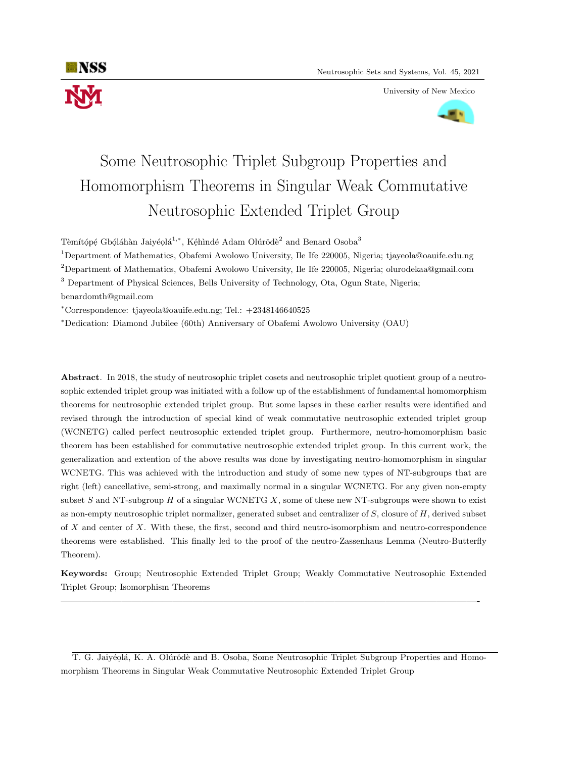# Some Neutrosophic Triplet Subgroup Properties and Homomorphism Theorems in Singular Weak Commutative Neutrosophic Extended Triplet Group

Tèmítópé Gbóláhàn Jaiyéọlá[1,*], Kẹ́hìndé Adam Olúrǒdè[2] and Benard Osoba[3]

[1]Department of Mathematics, Obafemi Awolowo University, Ile Ife 220005, Nigeria; tjayeola@oauife.edu.ng

[2]Department of Mathematics, Obafemi Awolowo University, Ile Ife 220005, Nigeria; olurodekaa@gmail.com

[3] Department of Physical Sciences, Bells University of Technology, Ota, Ogun State, Nigeria; benardomth@gmail.com

[*]Correspondence: tjayeola@oauife.edu.ng; Tel.: +2348146640525

[*]Dedication: Diamond Jubilee (60th) Anniversary of Obafemi Awolowo University (OAU)

**Abstract**. In 2018, the study of neutrosophic triplet cosets and neutrosophic triplet quotient group of a neutrosophic extended triplet group was initiated with a follow up of the establishment of fundamental homomorphism theorems for neutrosophic extended triplet group. But some lapses in these earlier results were identified and revised through the introduction of special kind of weak commutative neutrosophic extended triplet group (WCNETG) called perfect neutrosophic extended triplet group. Furthermore, neutro-homomorphism basic theorem has been established for commutative neutrosophic extended triplet group. In this current work, the generalization and extention of the above results was done by investigating neutro-homomorphism in singular WCNETG. This was achieved with the introduction and study of some new types of NT-subgroups that are right (left) cancellative, semi-strong, and maximally normal in a singular WCNETG. For any given non-empty subset $S$ and NT-subgroup $H$ of a singular WCNETG $X$, some of these new NT-subgroups were shown to exist as non-empty neutrosophic triplet normalizer, generated subset and centralizer of $S$, closure of $H$, derived subset of $X$ and center of $X$. With these, the first, second and third neutro-isomorphism and neutro-correspondence theorems were established. This finally led to the proof of the neutro-Zassenhaus Lemma (Neutro-Butterfly Theorem).

**Keywords:** Group; Neutrosophic Extended Triplet Group; Weakly Commutative Neutrosophic Extended Triplet Group; Isomorphism Theorems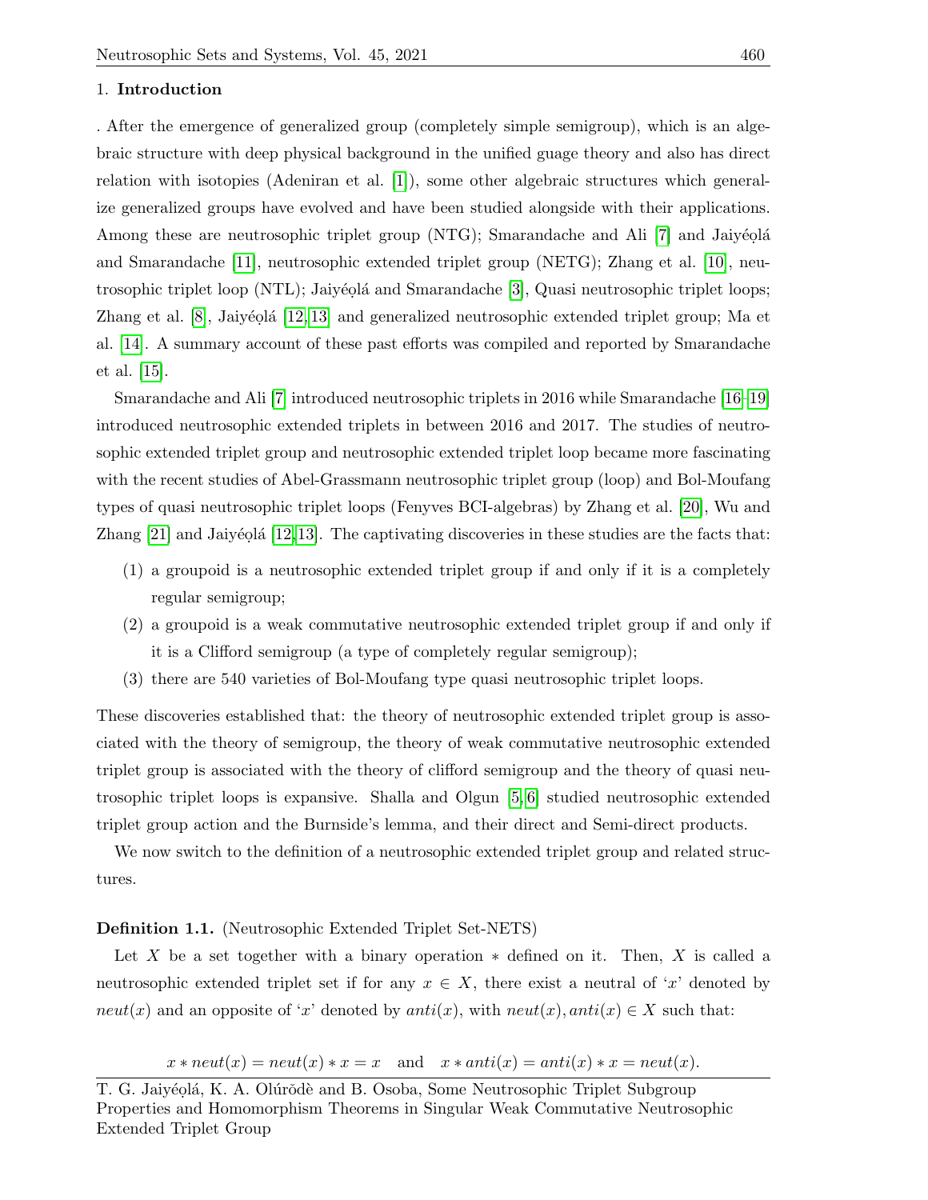## 1. Introduction

. After the emergence of generalized group (completely simple semigroup), which is an algebraic structure with deep physical background in the unified guage theory and also has direct relation with isotopies (Adeniran et al. [1]), some other algebraic structures which generalize generalized groups have evolved and have been studied alongside with their applications. Among these are neutrosophic triplet group (NTG); Smarandache and Ali [7] and Jaiyéọlá and Smarandache [11], neutrosophic extended triplet group (NETG); Zhang et al. [10], neutrosophic triplet loop (NTL); Jaiyéọlá and Smarandache [3], Quasi neutrosophic triplet loops; Zhang et al. [8], Jaiyéọlá [12,13] and generalized neutrosophic extended triplet group; Ma et al. [14]. A summary account of these past efforts was compiled and reported by Smarandache et al. [15].

Smarandache and Ali [7] introduced neutrosophic triplets in 2016 while Smarandache [16–19] introduced neutrosophic extended triplets in between 2016 and 2017. The studies of neutrosophic extended triplet group and neutrosophic extended triplet loop became more fascinating with the recent studies of Abel-Grassmann neutrosophic triplet group (loop) and Bol-Moufang types of quasi neutrosophic triplet loops (Fenyves BCI-algebras) by Zhang et al. [20], Wu and Zhang [21] and Jaiyéọlá [12,13]. The captivating discoveries in these studies are the facts that:

(1) a groupoid is a neutrosophic extended triplet group if and only if it is a completely regular semigroup;

(2) a groupoid is a weak commutative neutrosophic extended triplet group if and only if it is a Clifford semigroup (a type of completely regular semigroup);

(3) there are 540 varieties of Bol-Moufang type quasi neutrosophic triplet loops.

These discoveries established that: the theory of neutrosophic extended triplet group is associated with the theory of semigroup, the theory of weak commutative neutrosophic extended triplet group is associated with the theory of clifford semigroup and the theory of quasi neutrosophic triplet loops is expansive. Shalla and Olgun [5,6] studied neutrosophic extended triplet group action and the Burnside's lemma, and their direct and Semi-direct products.

We now switch to the definition of a neutrosophic extended triplet group and related structures.

**Definition 1.1.** (Neutrosophic Extended Triplet Set-NETS)

Let $X$ be a set together with a binary operation $*$ defined on it. Then, $X$ is called a neutrosophic extended triplet set if for any $x \in X$, there exist a neutral of '$x$' denoted by $neut(x)$ and an opposite of '$x$' denoted by $anti(x)$, with $neut(x), anti(x) \in X$ such that:

$$x * neut(x) = neut(x) * x = x \quad \text{and} \quad x * anti(x) = anti(x) * x = neut(x).$$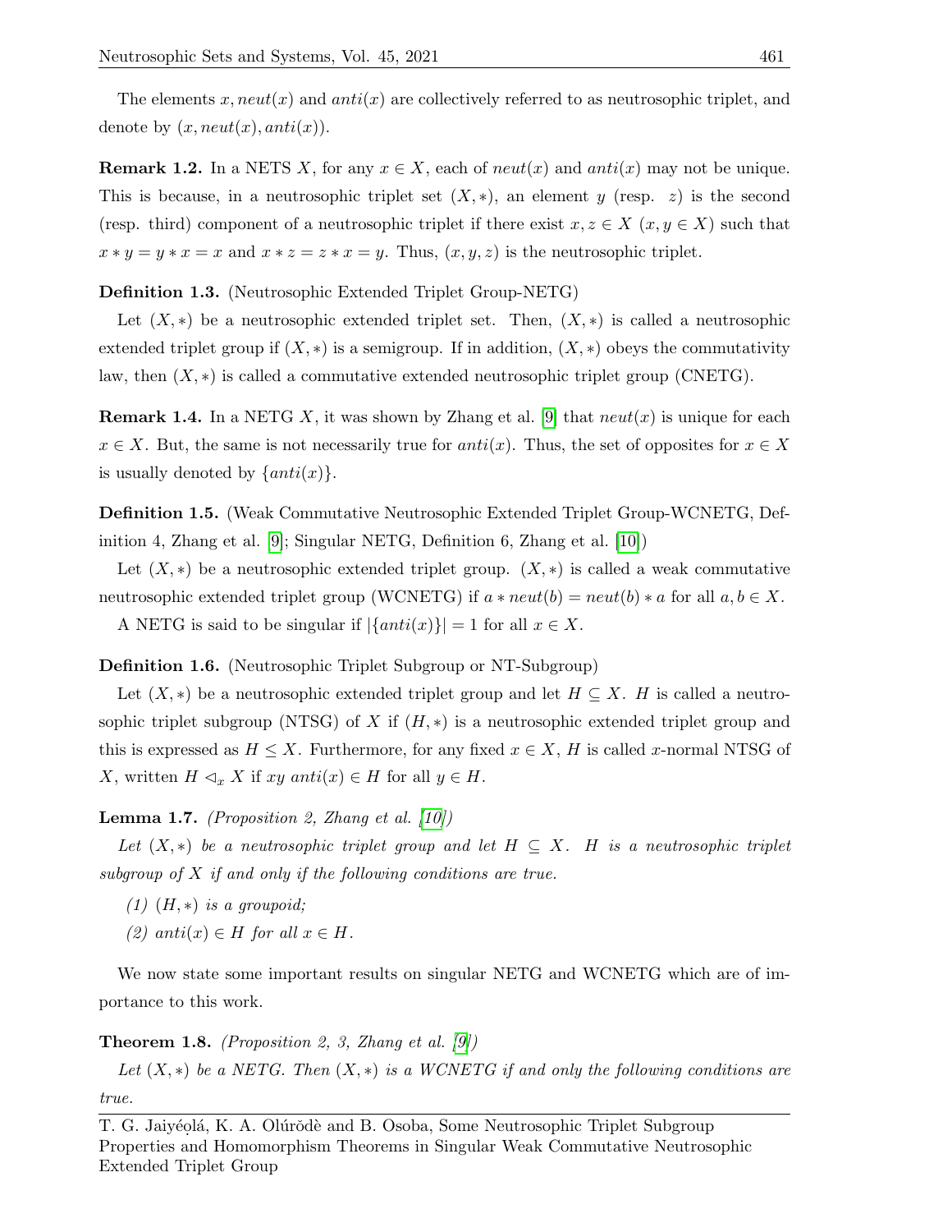The elements $x, neut(x)$ and $anti(x)$ are collectively referred to as neutrosophic triplet, and denote by $(x, neut(x), anti(x))$.

**Remark 1.2.** In a NETS $X$, for any $x \in X$, each of $neut(x)$ and $anti(x)$ may not be unique. This is because, in a neutrosophic triplet set $(X, *)$, an element $y$ (resp. $z$) is the second (resp. third) component of a neutrosophic triplet if there exist $x, z \in X$ $(x, y \in X)$ such that $x * y = y * x = x$ and $x * z = z * x = y$. Thus, $(x, y, z)$ is the neutrosophic triplet.

**Definition 1.3.** (Neutrosophic Extended Triplet Group-NETG)

Let $(X, *)$ be a neutrosophic extended triplet set. Then, $(X, *)$ is called a neutrosophic extended triplet group if $(X, *)$ is a semigroup. If in addition, $(X, *)$ obeys the commutativity law, then $(X, *)$ is called a commutative extended neutrosophic triplet group (CNETG).

**Remark 1.4.** In a NETG $X$, it was shown by Zhang et al. [9] that $neut(x)$ is unique for each $x \in X$. But, the same is not necessarily true for $anti(x)$. Thus, the set of opposites for $x \in X$ is usually denoted by $\{anti(x)\}$.

**Definition 1.5.** (Weak Commutative Neutrosophic Extended Triplet Group-WCNETG, Definition 4, Zhang et al. [9]; Singular NETG, Definition 6, Zhang et al. [10])

Let $(X, *)$ be a neutrosophic extended triplet group. $(X, *)$ is called a weak commutative neutrosophic extended triplet group (WCNETG) if $a * neut(b) = neut(b) * a$ for all $a, b \in X$.

A NETG is said to be singular if $|\{anti(x)\}| = 1$ for all $x \in X$.

**Definition 1.6.** (Neutrosophic Triplet Subgroup or NT-Subgroup)

Let $(X, *)$ be a neutrosophic extended triplet group and let $H \subseteq X$. $H$ is called a neutrosophic triplet subgroup (NTSG) of $X$ if $(H, *)$ is a neutrosophic extended triplet group and this is expressed as $H \leq X$. Furthermore, for any fixed $x \in X$, $H$ is called $x$-normal NTSG of $X$, written $H \lhd_x X$ if $xy\ anti(x) \in H$ for all $y \in H$.

**Lemma 1.7.** *(Proposition 2, Zhang et al. [10])*

*Let $(X, *)$ be a neutrosophic triplet group and let $H \subseteq X$. $H$ is a neutrosophic triplet subgroup of $X$ if and only if the following conditions are true.*

*(1) $(H, *)$ is a groupoid;*

*(2) $anti(x) \in H$ for all $x \in H$.*

We now state some important results on singular NETG and WCNETG which are of importance to this work.

**Theorem 1.8.** *(Proposition 2, 3, Zhang et al. [9])*

*Let $(X, *)$ be a NETG. Then $(X, *)$ is a WCNETG if and only the following conditions are true.*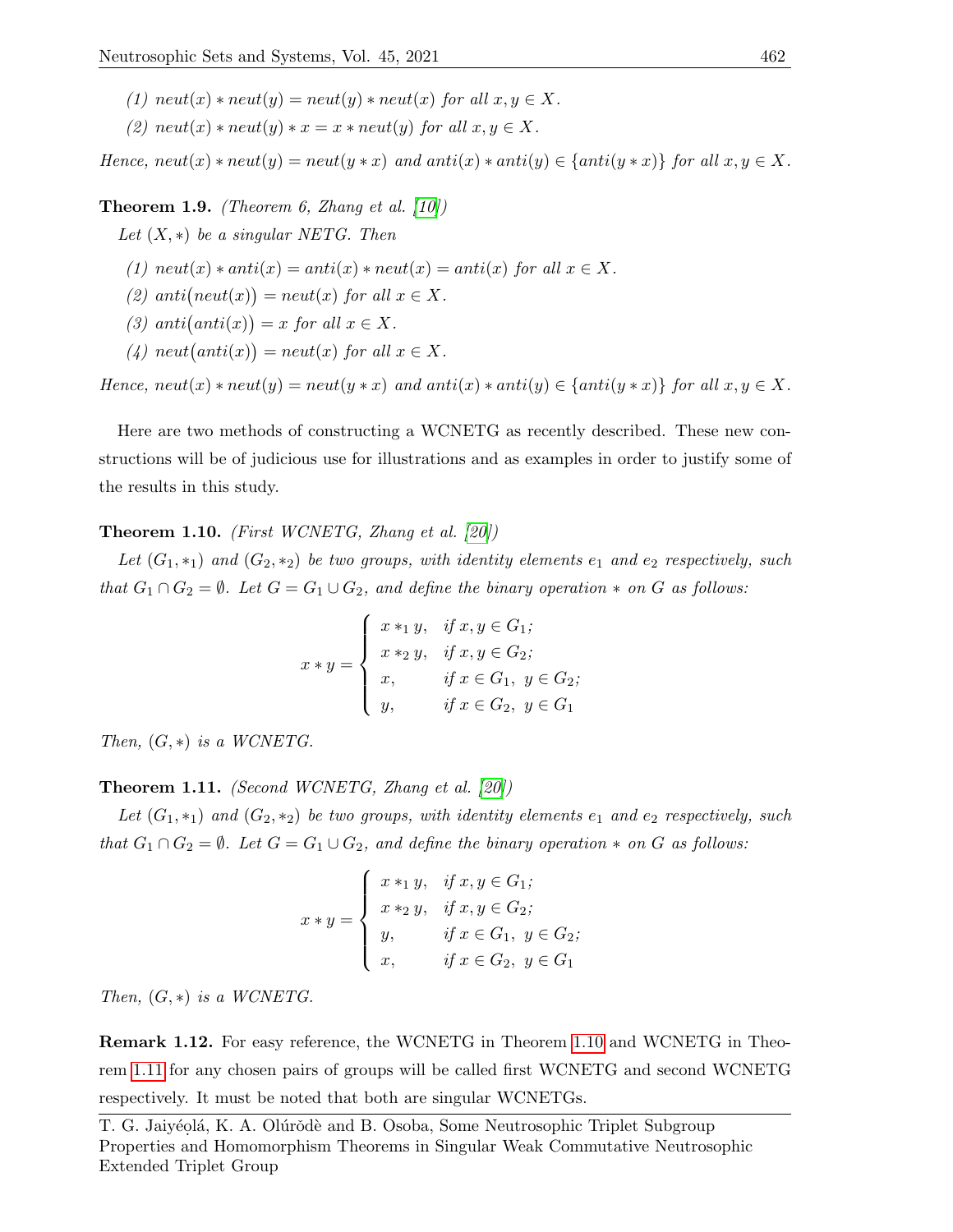*(1) $neut(x) * neut(y) = neut(y) * neut(x)$ for all $x, y \in X$.*

*(2) $neut(x) * neut(y) * x = x * neut(y)$ for all $x, y \in X$.*

*Hence, $neut(x) * neut(y) = neut(y * x)$ and $anti(x) * anti(y) \in \{anti(y * x)\}$ for all $x, y \in X$.*

**Theorem 1.9.** *(Theorem 6, Zhang et al. [10])*

*Let $(X, *)$ be a singular NETG. Then*

*(1) $neut(x) * anti(x) = anti(x) * neut(x) = anti(x)$ for all $x \in X$.*

*(2) $anti\big(neut(x)\big) = neut(x)$ for all $x \in X$.*

*(3) $anti\big(anti(x)\big) = x$ for all $x \in X$.*

*(4) $neut\big(anti(x)\big) = neut(x)$ for all $x \in X$.*

*Hence, $neut(x) * neut(y) = neut(y * x)$ and $anti(x) * anti(y) \in \{anti(y * x)\}$ for all $x, y \in X$.*

Here are two methods of constructing a WCNETG as recently described. These new constructions will be of judicious use for illustrations and as examples in order to justify some of the results in this study.

**Theorem 1.10.** *(First WCNETG, Zhang et al. [20])*

*Let $(G_1, *_1)$ and $(G_2, *_2)$ be two groups, with identity elements $e_1$ and $e_2$ respectively, such that $G_1 \cap G_2 = \emptyset$. Let $G = G_1 \cup G_2$, and define the binary operation $*$ on $G$ as follows:*

$$x * y = \begin{cases} x *_1 y, & \text{if } x, y \in G_1; \\ x *_2 y, & \text{if } x, y \in G_2; \\ x, & \text{if } x \in G_1,\ y \in G_2; \\ y, & \text{if } x \in G_2,\ y \in G_1 \end{cases}$$

*Then, $(G, *)$ is a WCNETG.*

**Theorem 1.11.** *(Second WCNETG, Zhang et al. [20])*

*Let $(G_1, *_1)$ and $(G_2, *_2)$ be two groups, with identity elements $e_1$ and $e_2$ respectively, such that $G_1 \cap G_2 = \emptyset$. Let $G = G_1 \cup G_2$, and define the binary operation $*$ on $G$ as follows:*

$$x * y = \begin{cases} x *_1 y, & \text{if } x, y \in G_1; \\ x *_2 y, & \text{if } x, y \in G_2; \\ y, & \text{if } x \in G_1,\ y \in G_2; \\ x, & \text{if } x \in G_2,\ y \in G_1 \end{cases}$$

*Then, $(G, *)$ is a WCNETG.*

**Remark 1.12.** For easy reference, the WCNETG in Theorem 1.10 and WCNETG in Theorem 1.11 for any chosen pairs of groups will be called first WCNETG and second WCNETG respectively. It must be noted that both are singular WCNETGs.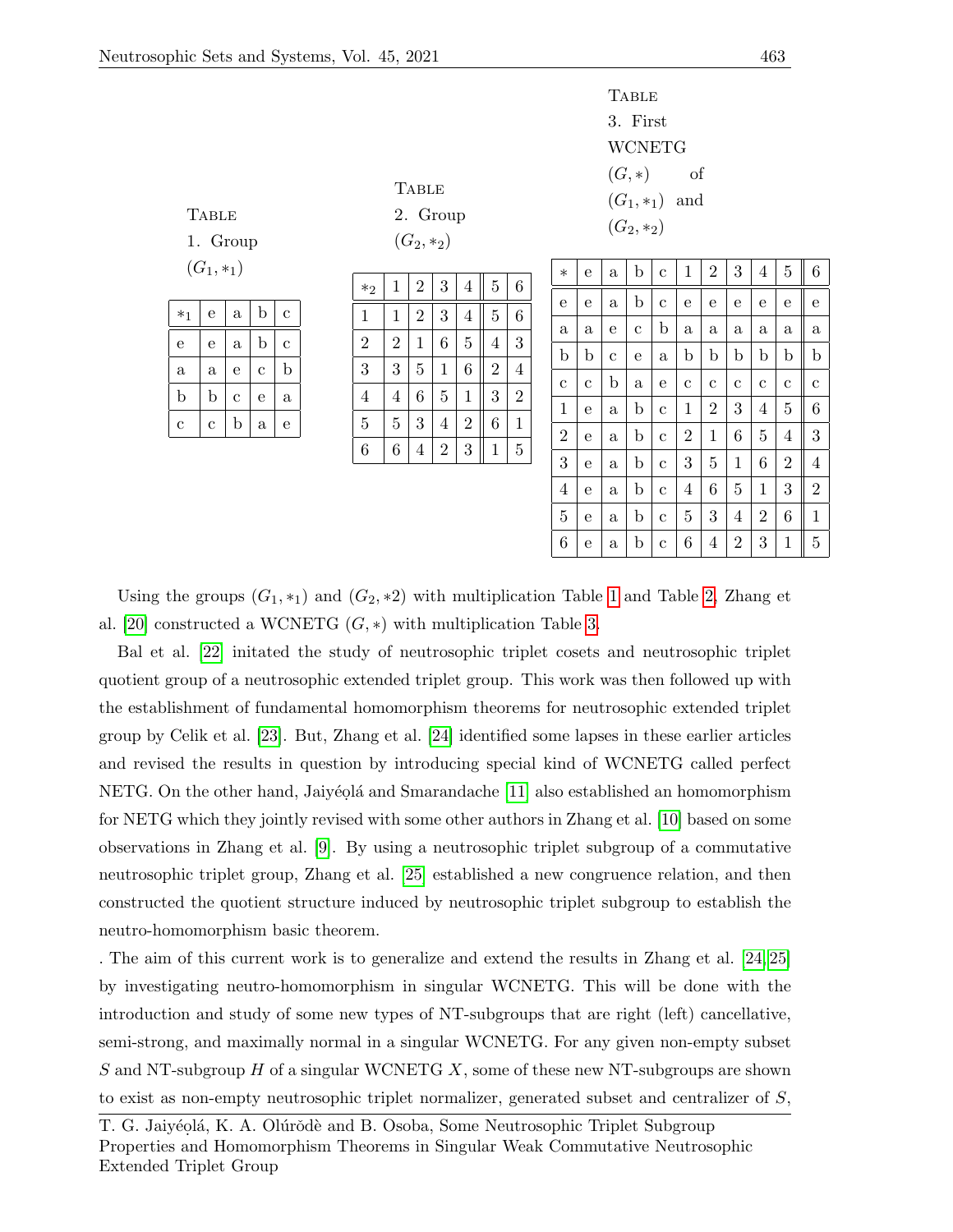Table 1. Group $(G_1, *_1)$

| $*_1$ | e | a | b | c |
|---|---|---|---|---|
| e | e | a | b | c |
| a | a | e | c | b |
| b | b | c | e | a |
| c | c | b | a | e |

Table 2. Group $(G_2, *_2)$

| $*_2$ | 1 | 2 | 3 | 4 | 5 | 6 |
|---|---|---|---|---|---|---|
| 1 | 1 | 2 | 3 | 4 | 5 | 6 |
| 2 | 2 | 1 | 6 | 5 | 4 | 3 |
| 3 | 3 | 5 | 1 | 6 | 2 | 4 |
| 4 | 4 | 6 | 5 | 1 | 3 | 2 |
| 5 | 5 | 3 | 4 | 2 | 6 | 1 |
| 6 | 6 | 4 | 2 | 3 | 1 | 5 |

Table 3. First WCNETG $(G, *)$ of $(G_1, *_1)$ and $(G_2, *_2)$

| $*$ | e | a | b | c | 1 | 2 | 3 | 4 | 5 | 6 |
|---|---|---|---|---|---|---|---|---|---|---|
| e | e | a | b | c | e | e | e | e | e | e |
| a | a | e | c | b | a | a | a | a | a | a |
| b | b | c | e | a | b | b | b | b | b | b |
| c | c | b | a | e | c | c | c | c | c | c |
| 1 | e | a | b | c | 1 | 2 | 3 | 4 | 5 | 6 |
| 2 | e | a | b | c | 2 | 1 | 6 | 5 | 4 | 3 |
| 3 | e | a | b | c | 3 | 5 | 1 | 6 | 2 | 4 |
| 4 | e | a | b | c | 4 | 6 | 5 | 1 | 3 | 2 |
| 5 | e | a | b | c | 5 | 3 | 4 | 2 | 6 | 1 |
| 6 | e | a | b | c | 6 | 4 | 2 | 3 | 1 | 5 |

Using the groups $(G_1, *_1)$ and $(G_2, *2)$ with multiplication Table 1 and Table 2, Zhang et al. [20] constructed a WCNETG $(G, *)$ with multiplication Table 3.

Bal et al. [22] initated the study of neutrosophic triplet cosets and neutrosophic triplet quotient group of a neutrosophic extended triplet group. This work was then followed up with the establishment of fundamental homomorphism theorems for neutrosophic extended triplet group by Celik et al. [23]. But, Zhang et al. [24] identified some lapses in these earlier articles and revised the results in question by introducing special kind of WCNETG called perfect NETG. On the other hand, Jaiyéọlá and Smarandache [11] also established an homomorphism for NETG which they jointly revised with some other authors in Zhang et al. [10] based on some observations in Zhang et al. [9]. By using a neutrosophic triplet subgroup of a commutative neutrosophic triplet group, Zhang et al. [25] established a new congruence relation, and then constructed the quotient structure induced by neutrosophic triplet subgroup to establish the neutro-homomorphism basic theorem.

. The aim of this current work is to generalize and extend the results in Zhang et al. [24,25] by investigating neutro-homomorphism in singular WCNETG. This will be done with the introduction and study of some new types of NT-subgroups that are right (left) cancellative, semi-strong, and maximally normal in a singular WCNETG. For any given non-empty subset $S$ and NT-subgroup $H$ of a singular WCNETG $X$, some of these new NT-subgroups are shown to exist as non-empty neutrosophic triplet normalizer, generated subset and centralizer of $S$,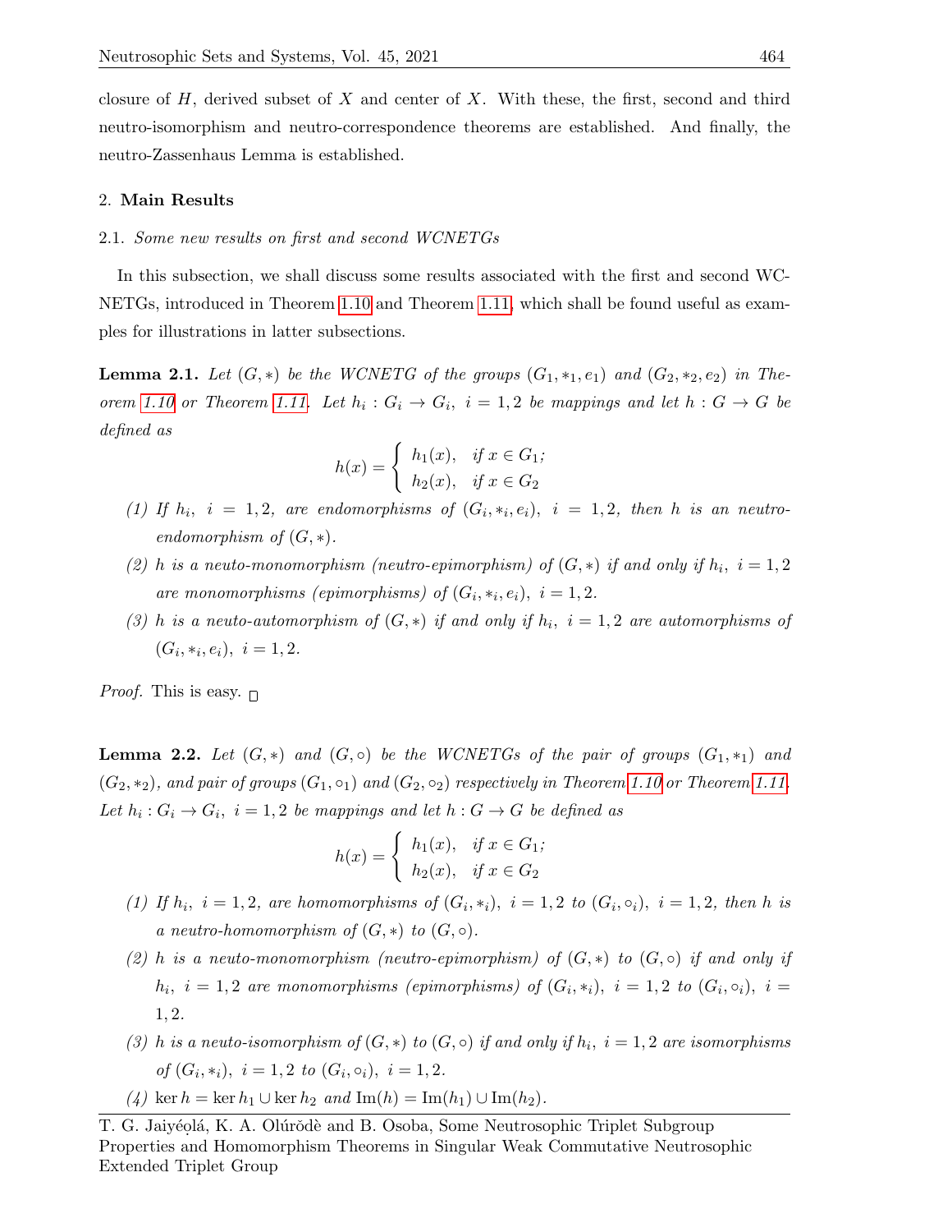closure of $H$, derived subset of $X$ and center of $X$. With these, the first, second and third neutro-isomorphism and neutro-correspondence theorems are established. And finally, the neutro-Zassenhaus Lemma is established.

## 2. Main Results

### 2.1. *Some new results on first and second WCNETGs*

In this subsection, we shall discuss some results associated with the first and second WC-NETGs, introduced in Theorem 1.10 and Theorem 1.11, which shall be found useful as examples for illustrations in latter subsections.

**Lemma 2.1.** *Let $(G, *)$ be the WCNETG of the groups $(G_1, *_1, e_1)$ and $(G_2, *_2, e_2)$ in Theorem 1.10 or Theorem 1.11. Let $h_i : G_i \to G_i,\ i = 1, 2$ be mappings and let $h : G \to G$ be defined as*

$$h(x) = \begin{cases} h_1(x), & \text{if } x \in G_1; \\ h_2(x), & \text{if } x \in G_2 \end{cases}$$

*(1) If $h_i,\ i = 1, 2$, are endomorphisms of $(G_i, *_i, e_i),\ i = 1, 2$, then $h$ is an neutro-endomorphism of $(G, *)$.*

*(2) $h$ is a neuto-monomorphism (neutro-epimorphism) of $(G, *)$ if and only if $h_i,\ i = 1, 2$ are monomorphisms (epimorphisms) of $(G_i, *_i, e_i),\ i = 1, 2$.*

*(3) $h$ is a neuto-automorphism of $(G, *)$ if and only if $h_i,\ i = 1, 2$ are automorphisms of $(G_i, *_i, e_i),\ i = 1, 2$.*

*Proof.* This is easy. □

**Lemma 2.2.** *Let $(G, *)$ and $(G, \circ)$ be the WCNETGs of the pair of groups $(G_1, *_1)$ and $(G_2, *_2)$, and pair of groups $(G_1, \circ_1)$ and $(G_2, \circ_2)$ respectively in Theorem 1.10 or Theorem 1.11. Let $h_i : G_i \to G_i,\ i = 1, 2$ be mappings and let $h : G \to G$ be defined as*

$$h(x) = \begin{cases} h_1(x), & \text{if } x \in G_1; \\ h_2(x), & \text{if } x \in G_2 \end{cases}$$

*(1) If $h_i,\ i = 1, 2$, are homomorphisms of $(G_i, *_i),\ i = 1, 2$ to $(G_i, \circ_i),\ i = 1, 2$, then $h$ is a neutro-homomorphism of $(G, *)$ to $(G, \circ)$.*

*(2) $h$ is a neuto-monomorphism (neutro-epimorphism) of $(G, *)$ to $(G, \circ)$ if and only if $h_i,\ i = 1, 2$ are monomorphisms (epimorphisms) of $(G_i, *_i),\ i = 1, 2$ to $(G_i, \circ_i),\ i = 1, 2$.*

*(3) $h$ is a neuto-isomorphism of $(G, *)$ to $(G, \circ)$ if and only if $h_i,\ i = 1, 2$ are isomorphisms of $(G_i, *_i),\ i = 1, 2$ to $(G_i, \circ_i),\ i = 1, 2$.*

*(4) $\ker h = \ker h_1 \cup \ker h_2$ and $\mathrm{Im}(h) = \mathrm{Im}(h_1) \cup \mathrm{Im}(h_2)$.*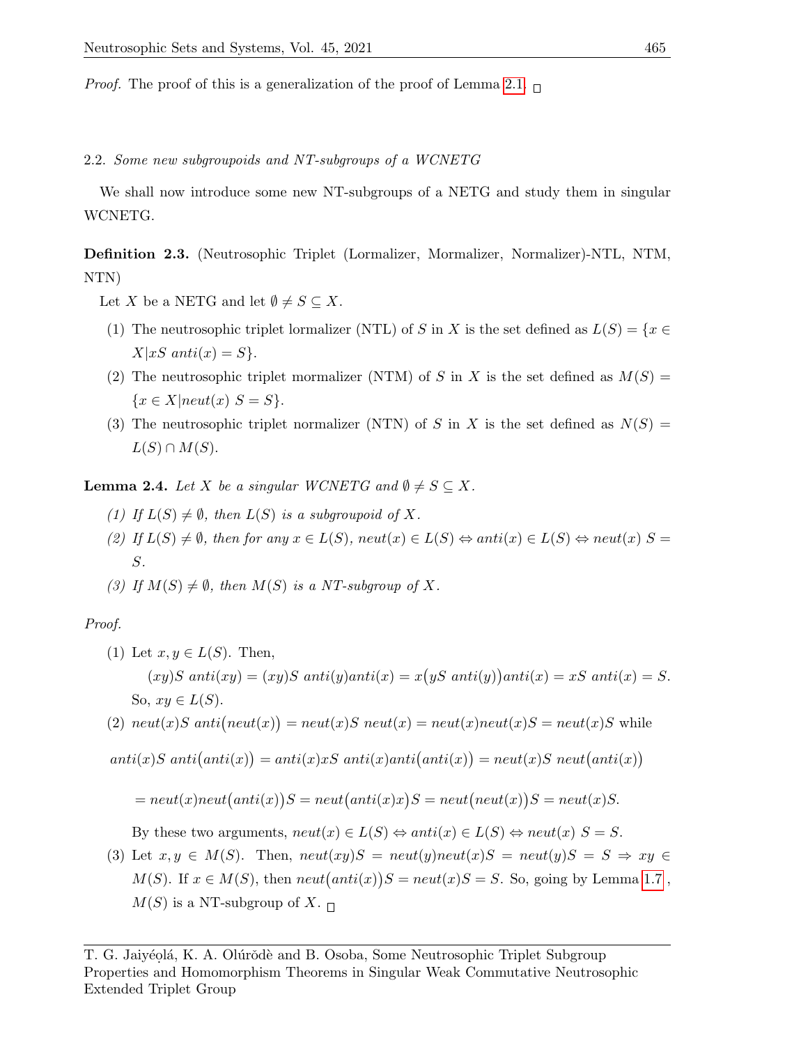*Proof.* The proof of this is a generalization of the proof of Lemma 2.1. $\square$

### 2.2. *Some new subgroupoids and NT-subgroups of a WCNETG*

We shall now introduce some new NT-subgroups of a NETG and study them in singular WCNETG.

**Definition 2.3.** (Neutrosophic Triplet (Lormalizer, Mormalizer, Normalizer)-NTL, NTM, NTN)

Let $X$ be a NETG and let $\emptyset \neq S \subseteq X$.

1. The neutrosophic triplet lormalizer (NTL) of $S$ in $X$ is the set defined as $L(S) = \{x \in X | xS\ anti(x) = S\}$.
2. The neutrosophic triplet mormalizer (NTM) of $S$ in $X$ is the set defined as $M(S) = \{x \in X | neut(x)\ S = S\}$.
3. The neutrosophic triplet normalizer (NTN) of $S$ in $X$ is the set defined as $N(S) = L(S) \cap M(S)$.

**Lemma 2.4.** *Let $X$ be a singular WCNETG and $\emptyset \neq S \subseteq X$.*

1. *If $L(S) \neq \emptyset$, then $L(S)$ is a subgroupoid of $X$.*
2. *If $L(S) \neq \emptyset$, then for any $x \in L(S)$, $neut(x) \in L(S) \Leftrightarrow anti(x) \in L(S) \Leftrightarrow neut(x)\ S = S$.*
3. *If $M(S) \neq \emptyset$, then $M(S)$ is a NT-subgroup of $X$.*

*Proof.*

1. Let $x, y \in L(S)$. Then,
$$(xy)S\ anti(xy) = (xy)S\ anti(y)anti(x) = x\big(yS\ anti(y)\big)anti(x) = xS\ anti(x) = S.$$
So, $xy \in L(S)$.
2. $neut(x)S\ anti\big(neut(x)\big) = neut(x)S\ neut(x) = neut(x)neut(x)S = neut(x)S$ while
$$anti(x)S\ anti\big(anti(x)\big) = anti(x)xS\ anti(x)anti\big(anti(x)\big) = neut(x)S\ neut\big(anti(x)\big)$$
$$= neut(x)neut\big(anti(x)\big)S = neut\big(anti(x)x\big)S = neut\big(neut(x)\big)S = neut(x)S.$$
By these two arguments, $neut(x) \in L(S) \Leftrightarrow anti(x) \in L(S) \Leftrightarrow neut(x)\ S = S$.
3. Let $x, y \in M(S)$. Then, $neut(xy)S = neut(y)neut(x)S = neut(y)S = S \Rightarrow xy \in M(S)$. If $x \in M(S)$, then $neut\big(anti(x)\big)S = neut(x)S = S$. So, going by Lemma 1.7, $M(S)$ is a NT-subgroup of $X$. $\square$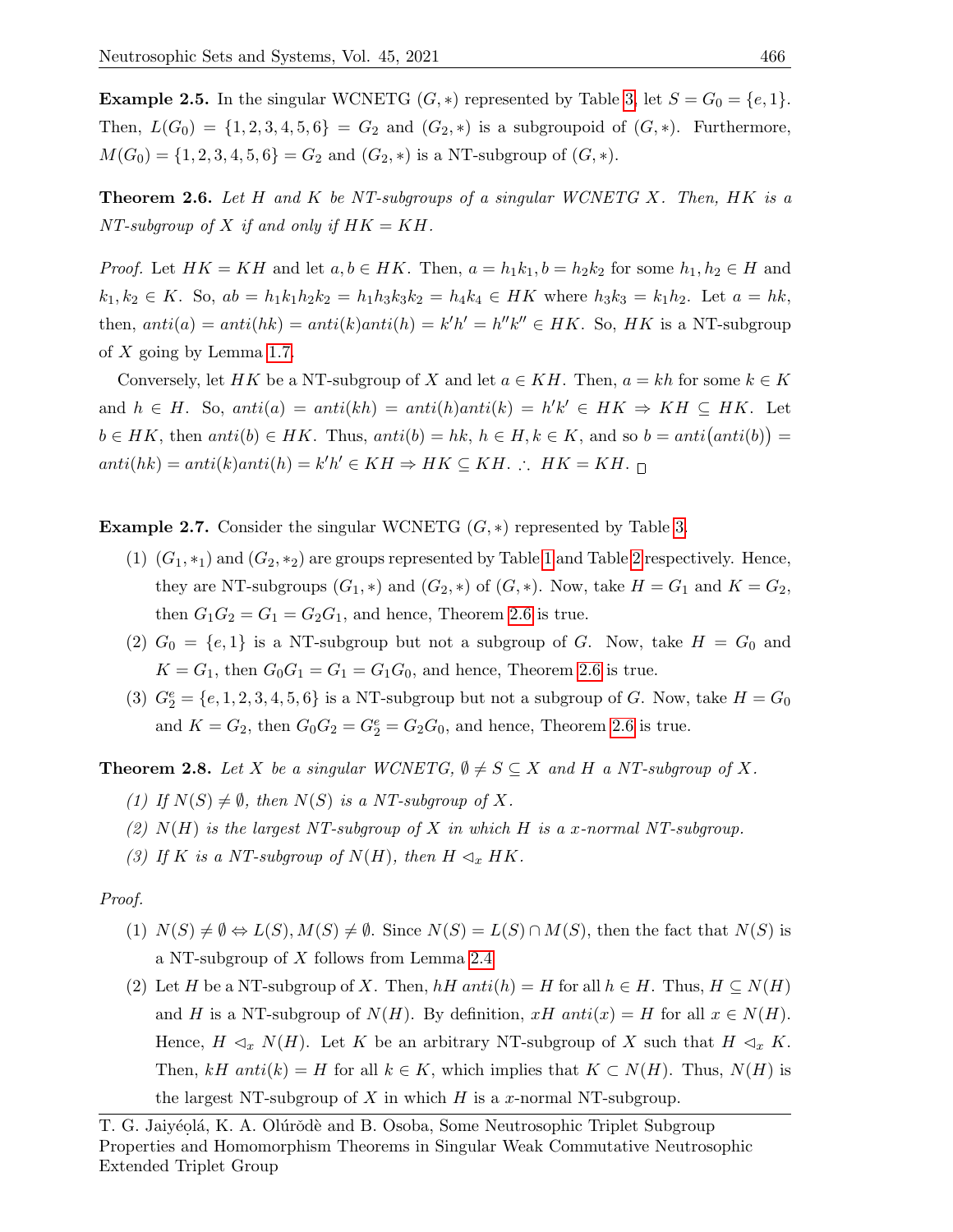**Example 2.5.** In the singular WCNETG $(G, *)$ represented by Table 3, let $S = G_0 = \{e, 1\}$. Then, $L(G_0) = \{1, 2, 3, 4, 5, 6\} = G_2$ and $(G_2, *)$ is a subgroupoid of $(G, *)$. Furthermore, $M(G_0) = \{1, 2, 3, 4, 5, 6\} = G_2$ and $(G_2, *)$ is a NT-subgroup of $(G, *)$.

**Theorem 2.6.** *Let $H$ and $K$ be NT-subgroups of a singular WCNETG $X$. Then, $HK$ is a NT-subgroup of $X$ if and only if $HK = KH$.*

*Proof.* Let $HK = KH$ and let $a, b \in HK$. Then, $a = h_1k_1, b = h_2k_2$ for some $h_1, h_2 \in H$ and $k_1, k_2 \in K$. So, $ab = h_1k_1h_2k_2 = h_1h_3k_3k_2 = h_4k_4 \in HK$ where $h_3k_3 = k_1h_2$. Let $a = hk$, then, $anti(a) = anti(hk) = anti(k)anti(h) = k'h' = h''k'' \in HK$. So, $HK$ is a NT-subgroup of $X$ going by Lemma 1.7.

Conversely, let $HK$ be a NT-subgroup of $X$ and let $a \in KH$. Then, $a = kh$ for some $k \in K$ and $h \in H$. So, $anti(a) = anti(kh) = anti(h)anti(k) = h'k' \in HK \Rightarrow KH \subseteq HK$. Let $b \in HK$, then $anti(b) \in HK$. Thus, $anti(b) = hk$, $h \in H, k \in K$, and so $b = anti\big(anti(b)\big) = anti(hk) = anti(k)anti(h) = k'h' \in KH \Rightarrow HK \subseteq KH$. $\therefore$ $HK = KH$. $\square$

**Example 2.7.** Consider the singular WCNETG $(G, *)$ represented by Table 3.

(1) $(G_1, *_1)$ and $(G_2, *_2)$ are groups represented by Table 1 and Table 2 respectively. Hence, they are NT-subgroups $(G_1, *)$ and $(G_2, *)$ of $(G, *)$. Now, take $H = G_1$ and $K = G_2$, then $G_1G_2 = G_1 = G_2G_1$, and hence, Theorem 2.6 is true.

(2) $G_0 = \{e, 1\}$ is a NT-subgroup but not a subgroup of $G$. Now, take $H = G_0$ and $K = G_1$, then $G_0G_1 = G_1 = G_1G_0$, and hence, Theorem 2.6 is true.

(3) $G_2^e = \{e, 1, 2, 3, 4, 5, 6\}$ is a NT-subgroup but not a subgroup of $G$. Now, take $H = G_0$ and $K = G_2$, then $G_0G_2 = G_2^e = G_2G_0$, and hence, Theorem 2.6 is true.

**Theorem 2.8.** *Let $X$ be a singular WCNETG, $\emptyset \neq S \subseteq X$ and $H$ a NT-subgroup of $X$.*

*(1) If $N(S) \neq \emptyset$, then $N(S)$ is a NT-subgroup of $X$.*

*(2) $N(H)$ is the largest NT-subgroup of $X$ in which $H$ is a x-normal NT-subgroup.*

*(3) If $K$ is a NT-subgroup of $N(H)$, then $H \lhd_x HK$.*

*Proof.*

(1) $N(S) \neq \emptyset \Leftrightarrow L(S), M(S) \neq \emptyset$. Since $N(S) = L(S) \cap M(S)$, then the fact that $N(S)$ is a NT-subgroup of $X$ follows from Lemma 2.4.

(2) Let $H$ be a NT-subgroup of $X$. Then, $hH\,anti(h) = H$ for all $h \in H$. Thus, $H \subseteq N(H)$ and $H$ is a NT-subgroup of $N(H)$. By definition, $xH\,anti(x) = H$ for all $x \in N(H)$. Hence, $H \lhd_x N(H)$. Let $K$ be an arbitrary NT-subgroup of $X$ such that $H \lhd_x K$. Then, $kH\,anti(k) = H$ for all $k \in K$, which implies that $K \subset N(H)$. Thus, $N(H)$ is the largest NT-subgroup of $X$ in which $H$ is a $x$-normal NT-subgroup.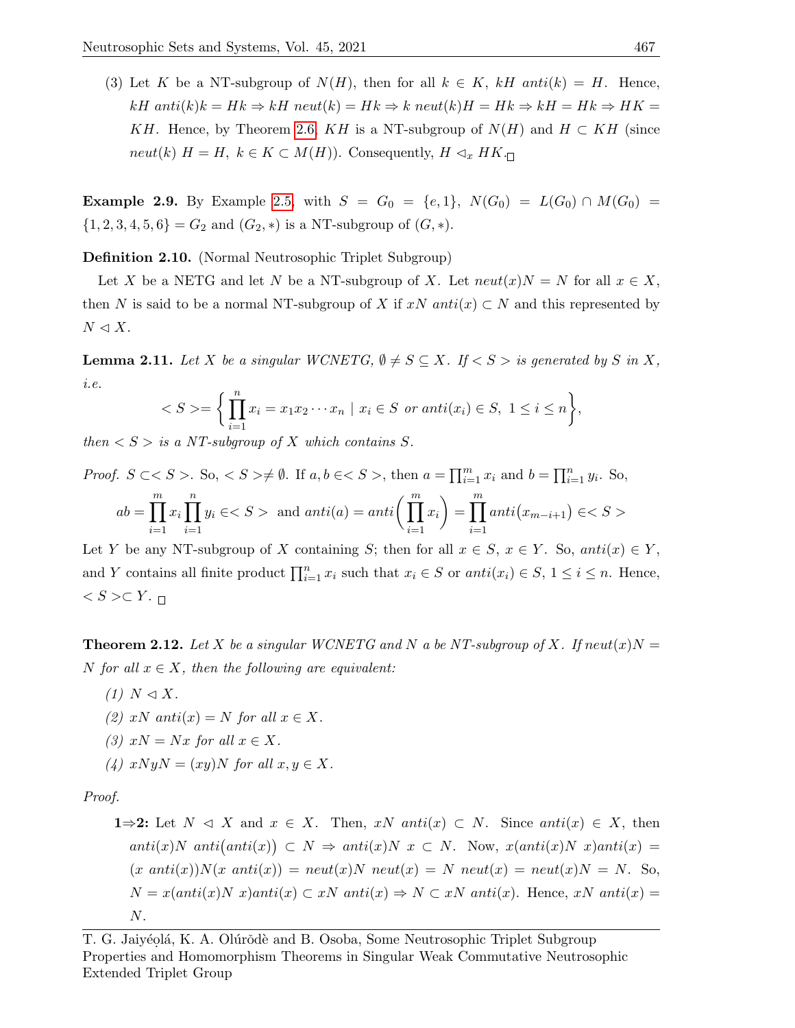(3) Let $K$ be a NT-subgroup of $N(H)$, then for all $k \in K$, $kH\ anti(k) = H$. Hence, $kH\ anti(k)k = Hk \Rightarrow kH\ neut(k) = Hk \Rightarrow k\ neut(k)H = Hk \Rightarrow kH = Hk \Rightarrow HK = KH$. Hence, by Theorem 2.6, $KH$ is a NT-subgroup of $N(H)$ and $H \subset KH$ (since $neut(k)\ H = H$, $k \in K \subset M(H)$). Consequently, $H \lhd_x HK$. □

**Example 2.9.** By Example 2.5, with $S = G_0 = \{e, 1\}$, $N(G_0) = L(G_0) \cap M(G_0) = \{1, 2, 3, 4, 5, 6\} = G_2$ and $(G_2, *)$ is a NT-subgroup of $(G, *)$.

**Definition 2.10.** (Normal Neutrosophic Triplet Subgroup)

Let $X$ be a NETG and let $N$ be a NT-subgroup of $X$. Let $neut(x)N = N$ for all $x \in X$, then $N$ is said to be a normal NT-subgroup of $X$ if $xN\ anti(x) \subset N$ and this represented by $N \lhd X$.

**Lemma 2.11.** *Let $X$ be a singular WCNETG, $\emptyset \neq S \subseteq X$. If $< S >$ is generated by $S$ in $X$, i.e.*

$$< S >= \left\{ \prod_{i=1}^{n} x_i = x_1 x_2 \cdots x_n \mid x_i \in S \text{ or } anti(x_i) \in S,\ 1 \leq i \leq n \right\},$$

*then $< S >$ is a NT-subgroup of $X$ which contains $S$.*

*Proof.* $S \subset < S >$. So, $< S > \neq \emptyset$. If $a, b \in < S >$, then $a = \prod_{i=1}^{m} x_i$ and $b = \prod_{i=1}^{n} y_i$. So,

$$ab = \prod_{i=1}^{m} x_i \prod_{i=1}^{n} y_i \in < S > \text{ and } anti(a) = anti\left(\prod_{i=1}^{m} x_i\right) = \prod_{i=1}^{m} anti\big(x_{m-i+1}\big) \in < S >$$

Let $Y$ be any NT-subgroup of $X$ containing $S$; then for all $x \in S$, $x \in Y$. So, $anti(x) \in Y$, and $Y$ contains all finite product $\prod_{i=1}^{n} x_i$ such that $x_i \in S$ or $anti(x_i) \in S$, $1 \leq i \leq n$. Hence, $< S > \subset Y$. □

**Theorem 2.12.** *Let $X$ be a singular WCNETG and $N$ a be NT-subgroup of $X$. If $neut(x)N = N$ for all $x \in X$, then the following are equivalent:*

*(1) $N \lhd X$.*

*(2) $xN\ anti(x) = N$ for all $x \in X$.*

*(3) $xN = Nx$ for all $x \in X$.*

*(4) $xNyN = (xy)N$ for all $x, y \in X$.*

*Proof.*

**1⇒2:** Let $N \lhd X$ and $x \in X$. Then, $xN\ anti(x) \subset N$. Since $anti(x) \in X$, then $anti(x)N\ anti\big(anti(x)\big) \subset N \Rightarrow anti(x)N\ x \subset N$. Now, $x(anti(x)N\ x)anti(x) = (x\ anti(x))N(x\ anti(x)) = neut(x)N\ neut(x) = N\ neut(x) = neut(x)N = N$. So, $N = x(anti(x)N\ x)anti(x) \subset xN\ anti(x) \Rightarrow N \subset xN\ anti(x)$. Hence, $xN\ anti(x) = N$.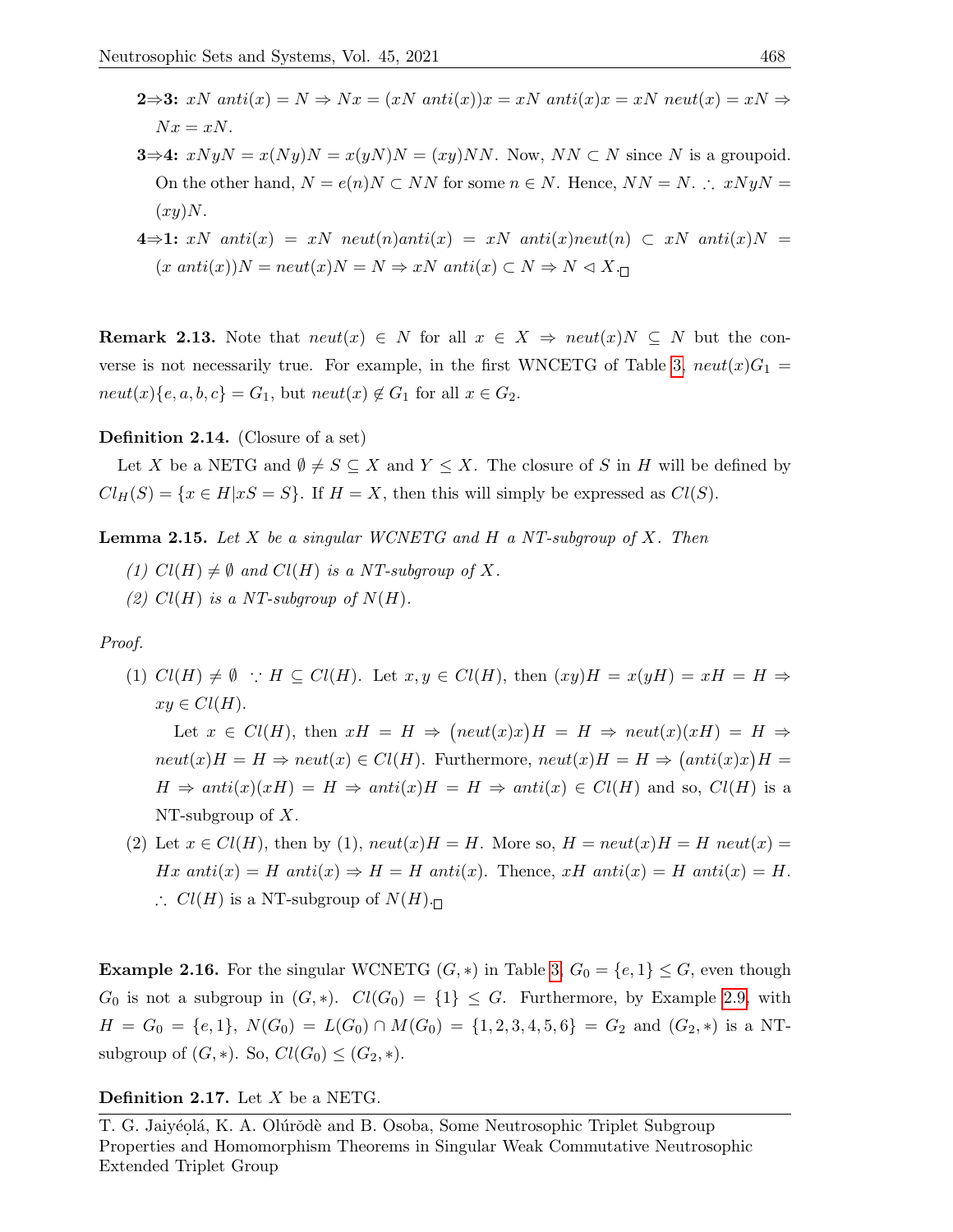**2⇒3:** $xN\ anti(x) = N \Rightarrow Nx = (xN\ anti(x))x = xN\ anti(x)x = xN\ neut(x) = xN \Rightarrow Nx = xN$.

**3⇒4:** $xNyN = x(Ny)N = x(yN)N = (xy)NN$. Now, $NN \subset N$ since $N$ is a groupoid. On the other hand, $N = e(n)N \subset NN$ for some $n \in N$. Hence, $NN = N$. $\therefore\ xNyN = (xy)N$.

**4⇒1:** $xN\ anti(x) = xN\ neut(n)anti(x) = xN\ anti(x)neut(n) \subset xN\ anti(x)N = (x\ anti(x))N = neut(x)N = N \Rightarrow xN\ anti(x) \subset N \Rightarrow N \lhd X$. □

**Remark 2.13.** Note that $neut(x) \in N$ for all $x \in X \Rightarrow neut(x)N \subseteq N$ but the converse is not necessarily true. For example, in the first WNCETG of Table 3, $neut(x)G_1 = neut(x)\{e, a, b, c\} = G_1$, but $neut(x) \notin G_1$ for all $x \in G_2$.

**Definition 2.14.** (Closure of a set)

Let $X$ be a NETG and $\emptyset \neq S \subseteq X$ and $Y \leq X$. The closure of $S$ in $H$ will be defined by $Cl_H(S) = \{x \in H | xS = S\}$. If $H = X$, then this will simply be expressed as $Cl(S)$.

**Lemma 2.15.** *Let $X$ be a singular WCNETG and $H$ a NT-subgroup of $X$. Then*

*(1) $Cl(H) \neq \emptyset$ and $Cl(H)$ is a NT-subgroup of $X$.*

*(2) $Cl(H)$ is a NT-subgroup of $N(H)$.*

*Proof.*

(1) $Cl(H) \neq \emptyset\ \because H \subseteq Cl(H)$. Let $x, y \in Cl(H)$, then $(xy)H = x(yH) = xH = H \Rightarrow xy \in Cl(H)$.

Let $x \in Cl(H)$, then $xH = H \Rightarrow \big(neut(x)x\big)H = H \Rightarrow neut(x)(xH) = H \Rightarrow neut(x)H = H \Rightarrow neut(x) \in Cl(H)$. Furthermore, $neut(x)H = H \Rightarrow \big(anti(x)x\big)H = H \Rightarrow anti(x)(xH) = H \Rightarrow anti(x)H = H \Rightarrow anti(x) \in Cl(H)$ and so, $Cl(H)$ is a NT-subgroup of $X$.

(2) Let $x \in Cl(H)$, then by (1), $neut(x)H = H$. More so, $H = neut(x)H = H\ neut(x) = Hx\ anti(x) = H\ anti(x) \Rightarrow H = H\ anti(x)$. Thence, $xH\ anti(x) = H\ anti(x) = H$. $\therefore\ Cl(H)$ is a NT-subgroup of $N(H)$. □

**Example 2.16.** For the singular WCNETG $(G, *)$ in Table 3, $G_0 = \{e, 1\} \leq G$, even though $G_0$ is not a subgroup in $(G, *)$. $Cl(G_0) = \{1\} \leq G$. Furthermore, by Example 2.9, with $H = G_0 = \{e, 1\}$, $N(G_0) = L(G_0) \cap M(G_0) = \{1, 2, 3, 4, 5, 6\} = G_2$ and $(G_2, *)$ is a NT-subgroup of $(G, *)$. So, $Cl(G_0) \leq (G_2, *)$.

**Definition 2.17.** Let $X$ be a NETG.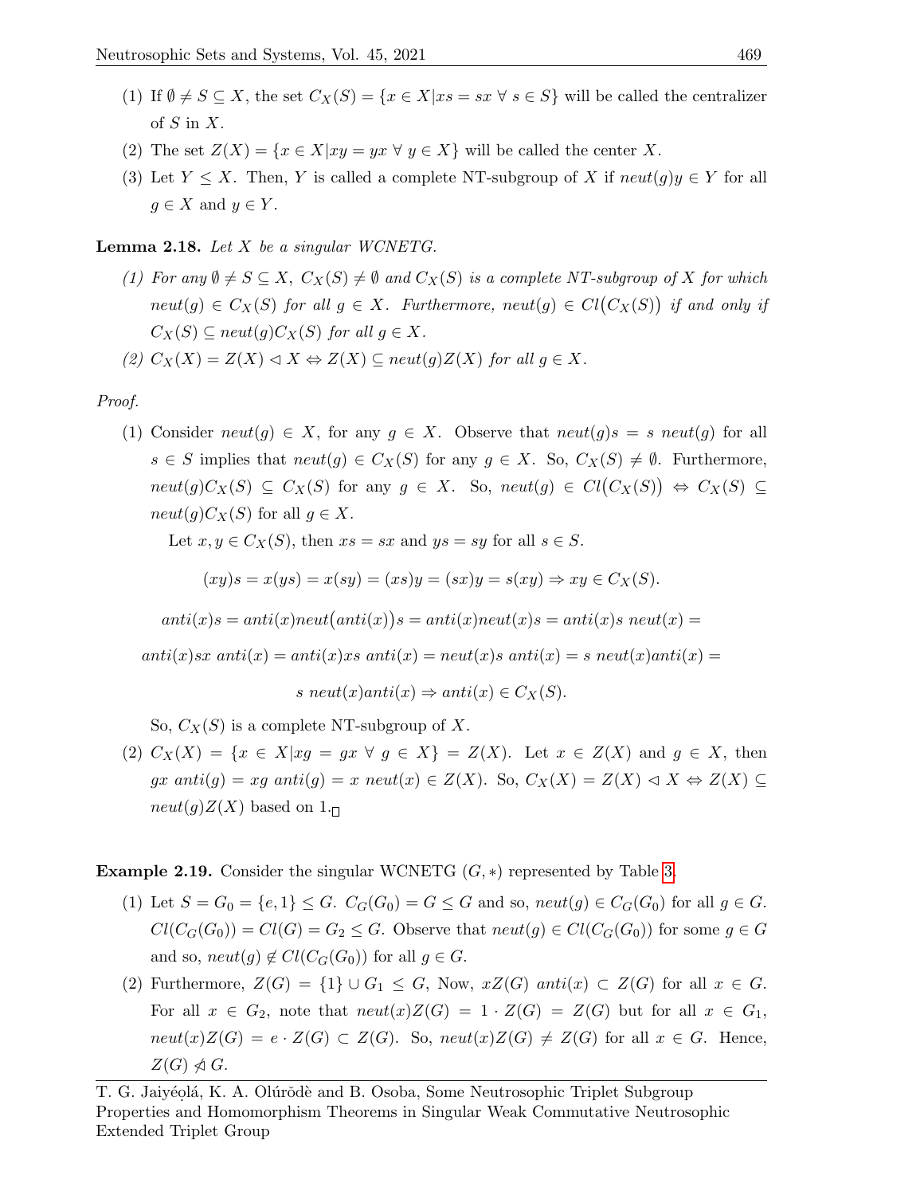(1) If $\emptyset \neq S \subseteq X$, the set $C_X(S) = \{x \in X | xs = sx \ \forall \ s \in S\}$ will be called the centralizer of $S$ in $X$.

(2) The set $Z(X) = \{x \in X | xy = yx \ \forall \ y \in X\}$ will be called the center $X$.

(3) Let $Y \leq X$. Then, $Y$ is called a complete NT-subgroup of $X$ if $neut(g)y \in Y$ for all $g \in X$ and $y \in Y$.

**Lemma 2.18.** *Let $X$ be a singular WCNETG.*

*(1) For any $\emptyset \neq S \subseteq X$, $C_X(S) \neq \emptyset$ and $C_X(S)$ is a complete NT-subgroup of $X$ for which $neut(g) \in C_X(S)$ for all $g \in X$. Furthermore, $neut(g) \in Cl\big(C_X(S)\big)$ if and only if $C_X(S) \subseteq neut(g)C_X(S)$ for all $g \in X$.*

*(2) $C_X(X) = Z(X) \lhd X \Leftrightarrow Z(X) \subseteq neut(g)Z(X)$ for all $g \in X$.*

*Proof.*

(1) Consider $neut(g) \in X$, for any $g \in X$. Observe that $neut(g)s = s \ neut(g)$ for all $s \in S$ implies that $neut(g) \in C_X(S)$ for any $g \in X$. So, $C_X(S) \neq \emptyset$. Furthermore, $neut(g)C_X(S) \subseteq C_X(S)$ for any $g \in X$. So, $neut(g) \in Cl\big(C_X(S)\big) \Leftrightarrow C_X(S) \subseteq neut(g)C_X(S)$ for all $g \in X$.

Let $x, y \in C_X(S)$, then $xs = sx$ and $ys = sy$ for all $s \in S$.

$$(xy)s = x(ys) = x(sy) = (xs)y = (sx)y = s(xy) \Rightarrow xy \in C_X(S).$$

$$anti(x)s = anti(x)neut\big(anti(x)\big)s = anti(x)neut(x)s = anti(x)s \ neut(x) =$$

$$anti(x)sx \ anti(x) = anti(x)xs \ anti(x) = neut(x)s \ anti(x) = s \ neut(x)anti(x) =$$

$$s \ neut(x)anti(x) \Rightarrow anti(x) \in C_X(S).$$

So, $C_X(S)$ is a complete NT-subgroup of $X$.

(2) $C_X(X) = \{x \in X | xg = gx \ \forall \ g \in X\} = Z(X)$. Let $x \in Z(X)$ and $g \in X$, then $gx \ anti(g) = xg \ anti(g) = x \ neut(x) \in Z(X)$. So, $C_X(X) = Z(X) \lhd X \Leftrightarrow Z(X) \subseteq neut(g)Z(X)$ based on 1. $\square$

**Example 2.19.** Consider the singular WCNETG $(G, *)$ represented by Table 3.

(1) Let $S = G_0 = \{e, 1\} \leq G$. $C_G(G_0) = G \leq G$ and so, $neut(g) \in C_G(G_0)$ for all $g \in G$. $Cl(C_G(G_0)) = Cl(G) = G_2 \leq G$. Observe that $neut(g) \in Cl(C_G(G_0))$ for some $g \in G$ and so, $neut(g) \notin Cl(C_G(G_0))$ for all $g \in G$.

(2) Furthermore, $Z(G) = \{1\} \cup G_1 \leq G$, Now, $xZ(G) \ anti(x) \subset Z(G)$ for all $x \in G$. For all $x \in G_2$, note that $neut(x)Z(G) = 1 \cdot Z(G) = Z(G)$ but for all $x \in G_1$, $neut(x)Z(G) = e \cdot Z(G) \subset Z(G)$. So, $neut(x)Z(G) \neq Z(G)$ for all $x \in G$. Hence, $Z(G) \ntriangleleft G$.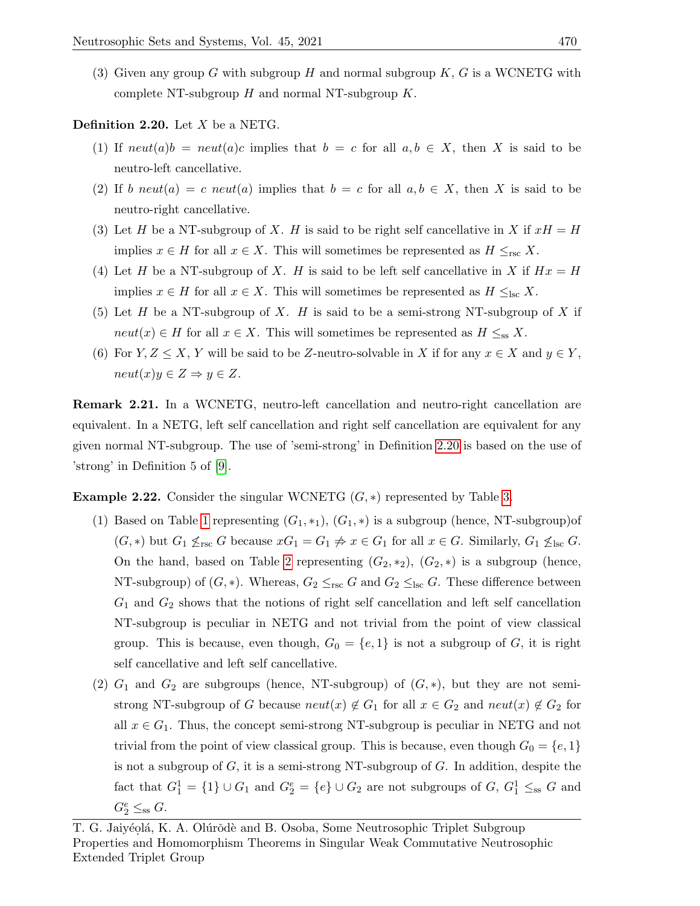(3) Given any group $G$ with subgroup $H$ and normal subgroup $K$, $G$ is a WCNETG with complete NT-subgroup $H$ and normal NT-subgroup $K$.

**Definition 2.20.** Let $X$ be a NETG.

(1) If $neut(a)b = neut(a)c$ implies that $b = c$ for all $a, b \in X$, then $X$ is said to be neutro-left cancellative.

(2) If $b\ neut(a) = c\ neut(a)$ implies that $b = c$ for all $a, b \in X$, then $X$ is said to be neutro-right cancellative.

(3) Let $H$ be a NT-subgroup of $X$. $H$ is said to be right self cancellative in $X$ if $xH = H$ implies $x \in H$ for all $x \in X$. This will sometimes be represented as $H \leq_{\text{rsc}} X$.

(4) Let $H$ be a NT-subgroup of $X$. $H$ is said to be left self cancellative in $X$ if $Hx = H$ implies $x \in H$ for all $x \in X$. This will sometimes be represented as $H \leq_{\text{lsc}} X$.

(5) Let $H$ be a NT-subgroup of $X$. $H$ is said to be a semi-strong NT-subgroup of $X$ if $neut(x) \in H$ for all $x \in X$. This will sometimes be represented as $H \leq_{\text{ss}} X$.

(6) For $Y, Z \leq X$, $Y$ will be said to be $Z$-neutro-solvable in $X$ if for any $x \in X$ and $y \in Y$, $neut(x)y \in Z \Rightarrow y \in Z$.

**Remark 2.21.** In a WCNETG, neutro-left cancellation and neutro-right cancellation are equivalent. In a NETG, left self cancellation and right self cancellation are equivalent for any given normal NT-subgroup. The use of 'semi-strong' in Definition 2.20 is based on the use of 'strong' in Definition 5 of [9].

**Example 2.22.** Consider the singular WCNETG $(G, *)$ represented by Table 3.

(1) Based on Table 1 representing $(G_1, *_1)$, $(G_1, *)$ is a subgroup (hence, NT-subgroup)of $(G, *)$ but $G_1 \not\leq_{\text{rsc}} G$ because $xG_1 = G_1 \not\Rightarrow x \in G_1$ for all $x \in G$. Similarly, $G_1 \not\leq_{\text{lsc}} G$. On the hand, based on Table 2 representing $(G_2, *_2)$, $(G_2, *)$ is a subgroup (hence, NT-subgroup) of $(G, *)$. Whereas, $G_2 \leq_{\text{rsc}} G$ and $G_2 \leq_{\text{lsc}} G$. These difference between $G_1$ and $G_2$ shows that the notions of right self cancellation and left self cancellation NT-subgroup is peculiar in NETG and not trivial from the point of view classical group. This is because, even though, $G_0 = \{e, 1\}$ is not a subgroup of $G$, it is right self cancellative and left self cancellative.

(2) $G_1$ and $G_2$ are subgroups (hence, NT-subgroup) of $(G, *)$, but they are not semi-strong NT-subgroup of $G$ because $neut(x) \notin G_1$ for all $x \in G_2$ and $neut(x) \notin G_2$ for all $x \in G_1$. Thus, the concept semi-strong NT-subgroup is peculiar in NETG and not trivial from the point of view classical group. This is because, even though $G_0 = \{e, 1\}$ is not a subgroup of $G$, it is a semi-strong NT-subgroup of $G$. In addition, despite the fact that $G_1^1 = \{1\} \cup G_1$ and $G_2^e = \{e\} \cup G_2$ are not subgroups of $G$, $G_1^1 \leq_{\text{ss}} G$ and $G_2^e \leq_{\text{ss}} G$.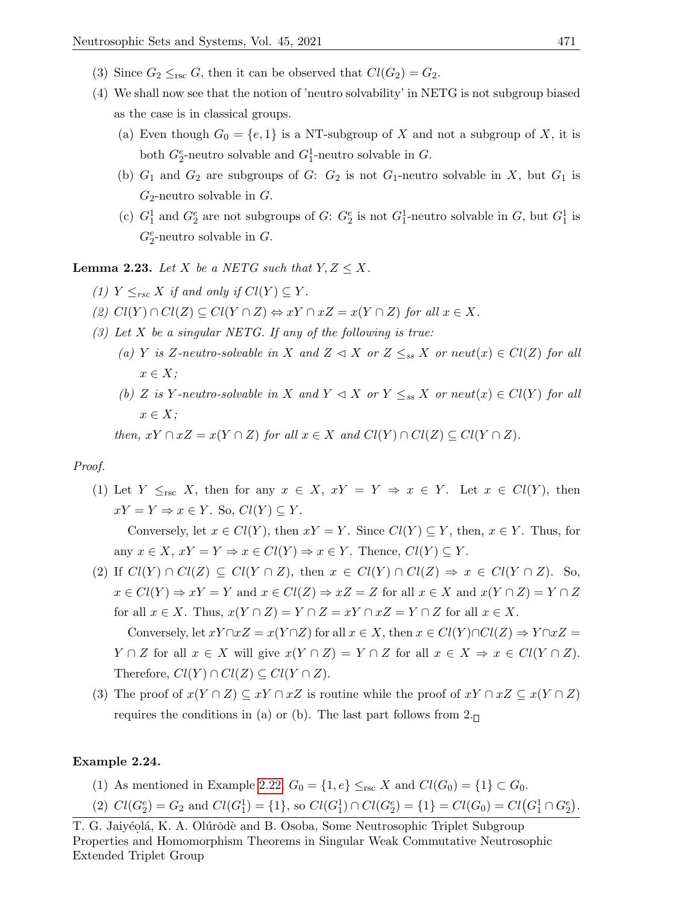(3) Since $G_2 \leq_{\rm rsc} G$, then it can be observed that $Cl(G_2) = G_2$.

(4) We shall now see that the notion of 'neutro solvability' in NETG is not subgroup biased as the case is in classical groups.

   (a) Even though $G_0 = \{e, 1\}$ is a NT-subgroup of $X$ and not a subgroup of $X$, it is both $G_2^e$-neutro solvable and $G_1^1$-neutro solvable in $G$.

   (b) $G_1$ and $G_2$ are subgroups of $G$: $G_2$ is not $G_1$-neutro solvable in $X$, but $G_1$ is $G_2$-neutro solvable in $G$.

   (c) $G_1^1$ and $G_2^e$ are not subgroups of $G$: $G_2^e$ is not $G_1^1$-neutro solvable in $G$, but $G_1^1$ is $G_2^e$-neutro solvable in $G$.

**Lemma 2.23.** *Let $X$ be a NETG such that $Y, Z \leq X$.*

*(1) $Y \leq_{rsc} X$ if and only if $Cl(Y) \subseteq Y$.*

*(2) $Cl(Y) \cap Cl(Z) \subseteq Cl(Y \cap Z) \Leftrightarrow xY \cap xZ = x(Y \cap Z)$ for all $x \in X$.*

*(3) Let $X$ be a singular NETG. If any of the following is true:*

   *(a) $Y$ is $Z$-neutro-solvable in $X$ and $Z \lhd X$ or $Z \leq_{ss} X$ or $neut(x) \in Cl(Z)$ for all $x \in X$;*

   *(b) $Z$ is $Y$-neutro-solvable in $X$ and $Y \lhd X$ or $Y \leq_{ss} X$ or $neut(x) \in Cl(Y)$ for all $x \in X$;*

*then, $xY \cap xZ = x(Y \cap Z)$ for all $x \in X$ and $Cl(Y) \cap Cl(Z) \subseteq Cl(Y \cap Z)$.*

*Proof.*

(1) Let $Y \leq_{\rm rsc} X$, then for any $x \in X$, $xY = Y \Rightarrow x \in Y$. Let $x \in Cl(Y)$, then $xY = Y \Rightarrow x \in Y$. So, $Cl(Y) \subseteq Y$.

Conversely, let $x \in Cl(Y)$, then $xY = Y$. Since $Cl(Y) \subseteq Y$, then, $x \in Y$. Thus, for any $x \in X$, $xY = Y \Rightarrow x \in Cl(Y) \Rightarrow x \in Y$. Thence, $Cl(Y) \subseteq Y$.

(2) If $Cl(Y) \cap Cl(Z) \subseteq Cl(Y \cap Z)$, then $x \in Cl(Y) \cap Cl(Z) \Rightarrow x \in Cl(Y \cap Z)$. So, $x \in Cl(Y) \Rightarrow xY = Y$ and $x \in Cl(Z) \Rightarrow xZ = Z$ for all $x \in X$ and $x(Y \cap Z) = Y \cap Z$ for all $x \in X$. Thus, $x(Y \cap Z) = Y \cap Z = xY \cap xZ = Y \cap Z$ for all $x \in X$.

Conversely, let $xY \cap xZ = x(Y \cap Z)$ for all $x \in X$, then $x \in Cl(Y) \cap Cl(Z) \Rightarrow Y \cap xZ = Y \cap Z$ for all $x \in X$ will give $x(Y \cap Z) = Y \cap Z$ for all $x \in X \Rightarrow x \in Cl(Y \cap Z)$. Therefore, $Cl(Y) \cap Cl(Z) \subseteq Cl(Y \cap Z)$.

(3) The proof of $x(Y \cap Z) \subseteq xY \cap xZ$ is routine while the proof of $xY \cap xZ \subseteq x(Y \cap Z)$ requires the conditions in (a) or (b). The last part follows from 2. □

**Example 2.24.**

(1) As mentioned in Example 2.22, $G_0 = \{1, e\} \leq_{\rm rsc} X$ and $Cl(G_0) = \{1\} \subset G_0$.

(2) $Cl(G_2^e) = G_2$ and $Cl(G_1^1) = \{1\}$, so $Cl(G_1^1) \cap Cl(G_2^e) = \{1\} = Cl(G_0) = Cl\big(G_1^1 \cap G_2^e\big)$.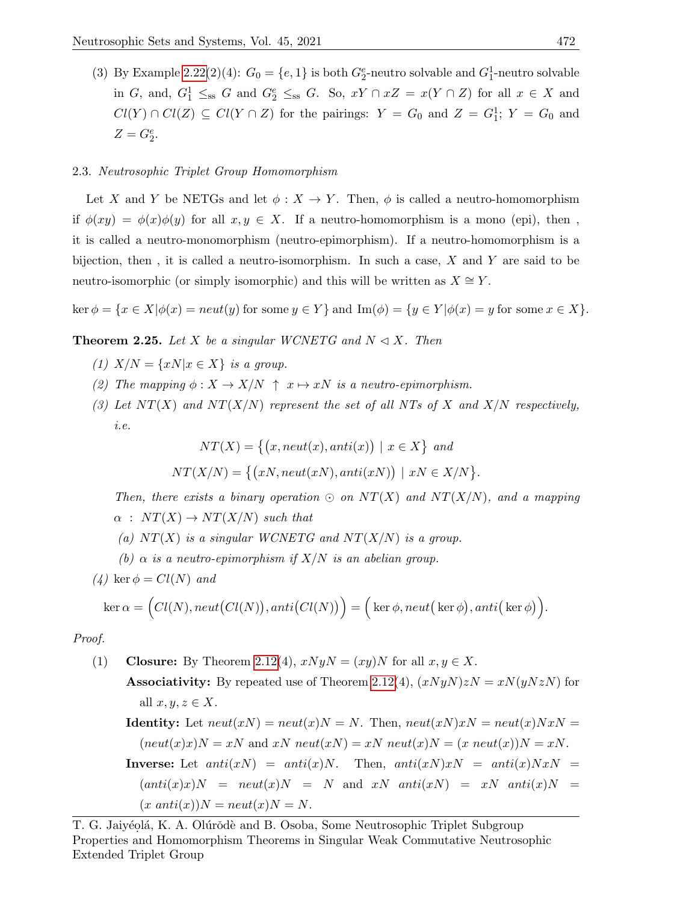(3) By Example 2.22(2)(4): $G_0 = \{e, 1\}$ is both $G_2^e$-neutro solvable and $G_1^1$-neutro solvable in $G$, and, $G_1^1 \leq_{\text{ss}} G$ and $G_2^e \leq_{\text{ss}} G$. So, $xY \cap xZ = x(Y \cap Z)$ for all $x \in X$ and $Cl(Y) \cap Cl(Z) \subseteq Cl(Y \cap Z)$ for the pairings: $Y = G_0$ and $Z = G_1^1$; $Y = G_0$ and $Z = G_2^e$.

### 2.3. *Neutrosophic Triplet Group Homomorphism*

Let $X$ and $Y$ be NETGs and let $\phi : X \to Y$. Then, $\phi$ is called a neutro-homomorphism if $\phi(xy) = \phi(x)\phi(y)$ for all $x, y \in X$. If a neutro-homomorphism is a mono (epi), then , it is called a neutro-monomorphism (neutro-epimorphism). If a neutro-homomorphism is a bijection, then , it is called a neutro-isomorphism. In such a case, $X$ and $Y$ are said to be neutro-isomorphic (or simply isomorphic) and this will be written as $X \cong Y$.

$\ker \phi = \{x \in X | \phi(x) = neut(y) \text{ for some } y \in Y\}$ and $\text{Im}(\phi) = \{y \in Y | \phi(x) = y \text{ for some } x \in X\}$.

**Theorem 2.25.** *Let $X$ be a singular WCNETG and $N \lhd X$. Then*

*(1) $X/N = \{xN | x \in X\}$ is a group.*

*(2) The mapping $\phi : X \to X/N \uparrow x \mapsto xN$ is a neutro-epimorphism.*

*(3) Let $NT(X)$ and $NT(X/N)$ represent the set of all NTs of $X$ and $X/N$ respectively, i.e.*

$$NT(X) = \big\{ \big(x, neut(x), anti(x)\big) \mid x \in X \big\} \text{ and}$$

$$NT(X/N) = \big\{ \big(xN, neut(xN), anti(xN)\big) \mid xN \in X/N \big\}.$$

*Then, there exists a binary operation $\odot$ on $NT(X)$ and $NT(X/N)$, and a mapping $\alpha : NT(X) \to NT(X/N)$ such that*

*(a) $NT(X)$ is a singular WCNETG and $NT(X/N)$ is a group.*

*(b) $\alpha$ is a neutro-epimorphism if $X/N$ is an abelian group.*

*(4) $\ker \phi = Cl(N)$ and*

$$\ker \alpha = \Big( Cl(N), neut\big(Cl(N)\big), anti\big(Cl(N)\big) \Big) = \Big( \ker \phi, neut\big( \ker \phi \big), anti\big( \ker \phi \big) \Big).$$

*Proof.*

(1) **Closure:** By Theorem 2.12(4), $xNyN = (xy)N$ for all $x, y \in X$.

**Associativity:** By repeated use of Theorem 2.12(4), $(xNyN)zN = xN(yNzN)$ for all $x, y, z \in X$.

**Identity:** Let $neut(xN) = neut(x)N = N$. Then, $neut(xN)xN = neut(x)NxN = (neut(x)x)N = xN$ and $xN\ neut(xN) = xN\ neut(x)N = (x\ neut(x))N = xN$.

**Inverse:** Let $anti(xN) = anti(x)N$. Then, $anti(xN)xN = anti(x)NxN = (anti(x)x)N = neut(x)N = N$ and $xN\ anti(xN) = xN\ anti(x)N = (x\ anti(x))N = neut(x)N = N$.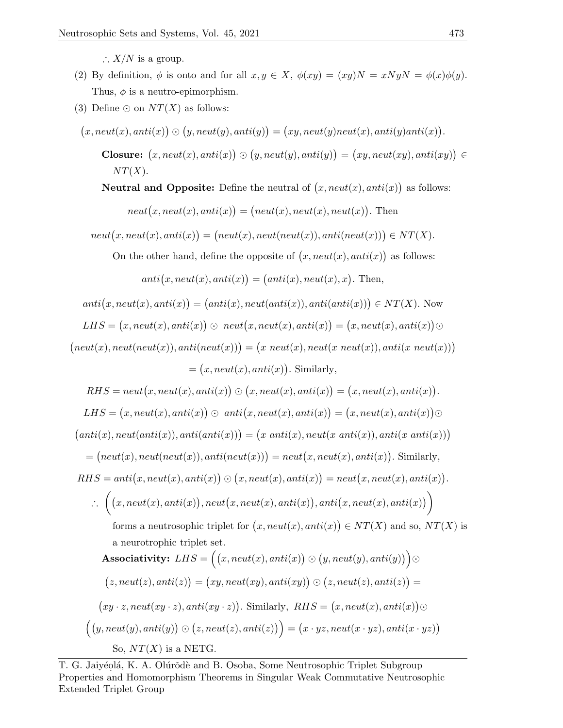$\therefore X/N$ is a group.

(2) By definition, $\phi$ is onto and for all $x, y \in X$, $\phi(xy) = (xy)N = xNyN = \phi(x)\phi(y)$. Thus, $\phi$ is a neutro-epimorphism.

(3) Define $\odot$ on $NT(X)$ as follows:

$$\big(x, neut(x), anti(x)\big) \odot \big(y, neut(y), anti(y)\big) = \big(xy, neut(y)neut(x), anti(y)anti(x)\big).$$

**Closure:** $\big(x, neut(x), anti(x)\big) \odot \big(y, neut(y), anti(y)\big) = \big(xy, neut(xy), anti(xy)\big) \in NT(X)$.

**Neutral and Opposite:** Define the neutral of $\big(x, neut(x), anti(x)\big)$ as follows:

$$neut\big(x, neut(x), anti(x)\big) = \big(neut(x), neut(x), neut(x)\big). \text{ Then}$$

$$neut\big(x, neut(x), anti(x)\big) = \big(neut(x), neut(neut(x)), anti(neut(x))\big) \in NT(X).$$

On the other hand, define the opposite of $\big(x, neut(x), anti(x)\big)$ as follows:

$$anti\big(x, neut(x), anti(x)\big) = \big(anti(x), neut(x), x\big). \text{ Then,}$$

$$anti\big(x, neut(x), anti(x)\big) = \big(anti(x), neut(anti(x)), anti(anti(x))\big) \in NT(X). \text{ Now}$$

$$LHS = \big(x, neut(x), anti(x)\big) \odot \; neut\big(x, neut(x), anti(x)\big) = \big(x, neut(x), anti(x)\big) \odot$$
$$\big(neut(x), neut(neut(x)), anti(neut(x))\big) = \big(x\; neut(x), neut(x\; neut(x)), anti(x\; neut(x))\big)$$
$$= \big(x, neut(x), anti(x)\big). \text{ Similarly,}$$

$$RHS = neut\big(x, neut(x), anti(x)\big) \odot \big(x, neut(x), anti(x)\big) = \big(x, neut(x), anti(x)\big).$$

$$LHS = \big(x, neut(x), anti(x)\big) \odot \; anti\big(x, neut(x), anti(x)\big) = \big(x, neut(x), anti(x)\big) \odot$$
$$\big(anti(x), neut(anti(x)), anti(anti(x))\big) = \big(x\; anti(x), neut(x\; anti(x)), anti(x\; anti(x))\big)$$
$$= \big(neut(x), neut(neut(x)), anti(neut(x))\big) = neut\big(x, neut(x), anti(x)\big). \text{ Similarly,}$$

$$RHS = anti\big(x, neut(x), anti(x)\big) \odot \big(x, neut(x), anti(x)\big) = neut\big(x, neut(x), anti(x)\big).$$

$$\therefore \; \Big(\big(x, neut(x), anti(x)\big), neut\big(x, neut(x), anti(x)\big), anti\big(x, neut(x), anti(x)\big)\Big)$$

forms a neutrosophic triplet for $\big(x, neut(x), anti(x)\big) \in NT(X)$ and so, $NT(X)$ is a neurotrophic triplet set.

**Associativity:** $LHS = \Big(\big(x, neut(x), anti(x)\big) \odot \big(y, neut(y), anti(y)\big)\Big) \odot$
$\big(z, neut(z), anti(z)\big) = \big(xy, neut(xy), anti(xy)\big) \odot \big(z, neut(z), anti(z)\big) =$
$\big(xy \cdot z, neut(xy \cdot z), anti(xy \cdot z)\big)$. Similarly, $RHS = \big(x, neut(x), anti(x)\big) \odot$
$\Big(\big(y, neut(y), anti(y)\big) \odot \big(z, neut(z), anti(z)\big)\Big) = \big(x \cdot yz, neut(x \cdot yz), anti(x \cdot yz)\big)$

So, $NT(X)$ is a NETG.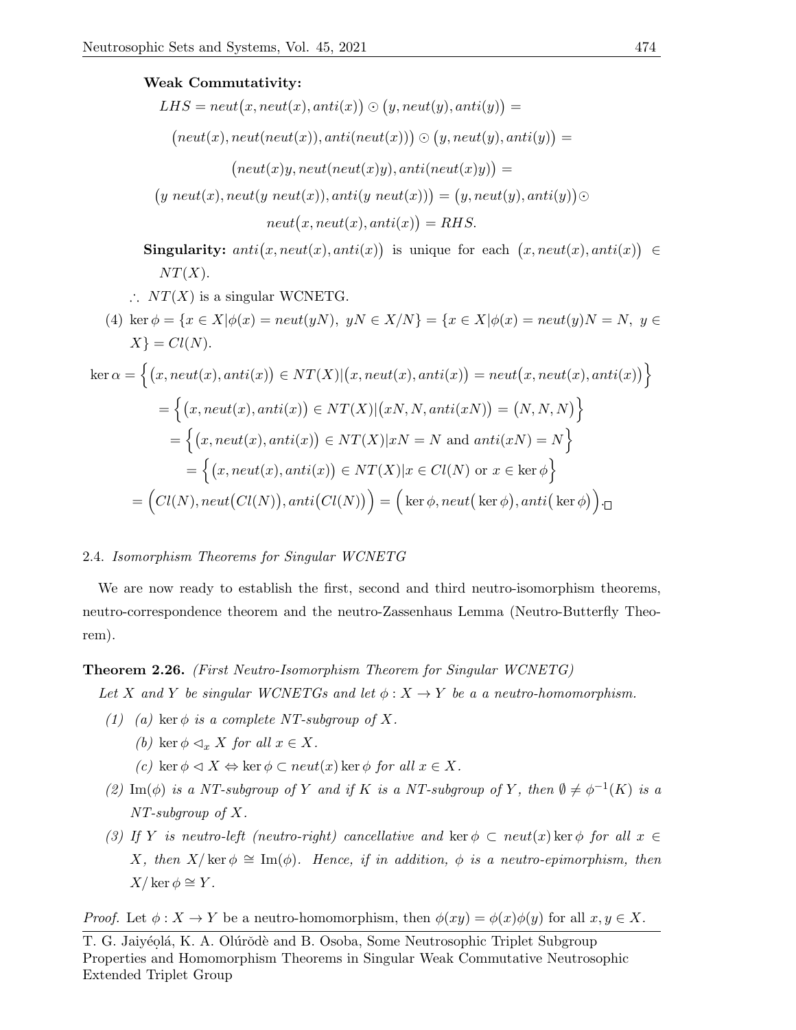**Weak Commutativity:**

$$LHS = neut\big(x, neut(x), anti(x)\big) \odot \big(y, neut(y), anti(y)\big) =$$

$$\big(neut(x), neut(neut(x)), anti(neut(x))\big) \odot \big(y, neut(y), anti(y)\big) =$$

$$\big(neut(x)y, neut(neut(x)y), anti(neut(x)y)\big) =$$

$$\big(y\ neut(x), neut(y\ neut(x)), anti(y\ neut(x))\big) = \big(y, neut(y), anti(y)\big) \odot$$

$$neut\big(x, neut(x), anti(x)\big) = RHS.$$

**Singularity:** $anti\big(x, neut(x), anti(x)\big)$ is unique for each $\big(x, neut(x), anti(x)\big) \in NT(X)$.

$\therefore$ $NT(X)$ is a singular WCNETG.

(4) $\ker \phi = \{x \in X | \phi(x) = neut(yN),\ yN \in X/N\} = \{x \in X | \phi(x) = neut(y)N = N,\ y \in X\} = Cl(N)$.

$$\ker \alpha = \Big\{\big(x, neut(x), anti(x)\big) \in NT(X) | \big(x, neut(x), anti(x)\big) = neut\big(x, neut(x), anti(x)\big)\Big\}$$

$$= \Big\{\big(x, neut(x), anti(x)\big) \in NT(X) | \big(xN, N, anti(xN)\big) = \big(N, N, N\big)\Big\}$$

$$= \Big\{\big(x, neut(x), anti(x)\big) \in NT(X) | xN = N \text{ and } anti(xN) = N\Big\}$$

$$= \Big\{\big(x, neut(x), anti(x)\big) \in NT(X) | x \in Cl(N) \text{ or } x \in \ker \phi\Big\}$$

$$= \Big(Cl(N), neut\big(Cl(N)\big), anti\big(Cl(N)\big)\Big) = \Big(\ker \phi, neut\big(\ker \phi\big), anti\big(\ker \phi\big)\Big). \square$$

### 2.4. *Isomorphism Theorems for Singular WCNETG*

We are now ready to establish the first, second and third neutro-isomorphism theorems, neutro-correspondence theorem and the neutro-Zassenhaus Lemma (Neutro-Butterfly Theorem).

**Theorem 2.26.** *(First Neutro-Isomorphism Theorem for Singular WCNETG)*

*Let $X$ and $Y$ be singular WCNETGs and let $\phi : X \to Y$ be a a neutro-homomorphism.*

*(1) (a) $\ker \phi$ is a complete NT-subgroup of $X$.*

*(b) $\ker \phi \lhd_x X$ for all $x \in X$.*

*(c) $\ker \phi \lhd X \Leftrightarrow \ker \phi \subset neut(x) \ker \phi$ for all $x \in X$.*

*(2) $\mathrm{Im}(\phi)$ is a NT-subgroup of $Y$ and if $K$ is a NT-subgroup of $Y$, then $\emptyset \neq \phi^{-1}(K)$ is a NT-subgroup of $X$.*

*(3) If $Y$ is neutro-left (neutro-right) cancellative and $\ker \phi \subset neut(x) \ker \phi$ for all $x \in X$, then $X/\ker \phi \cong \mathrm{Im}(\phi)$. Hence, if in addition, $\phi$ is a neutro-epimorphism, then $X/\ker \phi \cong Y$.*

*Proof.* Let $\phi : X \to Y$ be a neutro-homomorphism, then $\phi(xy) = \phi(x)\phi(y)$ for all $x, y \in X$.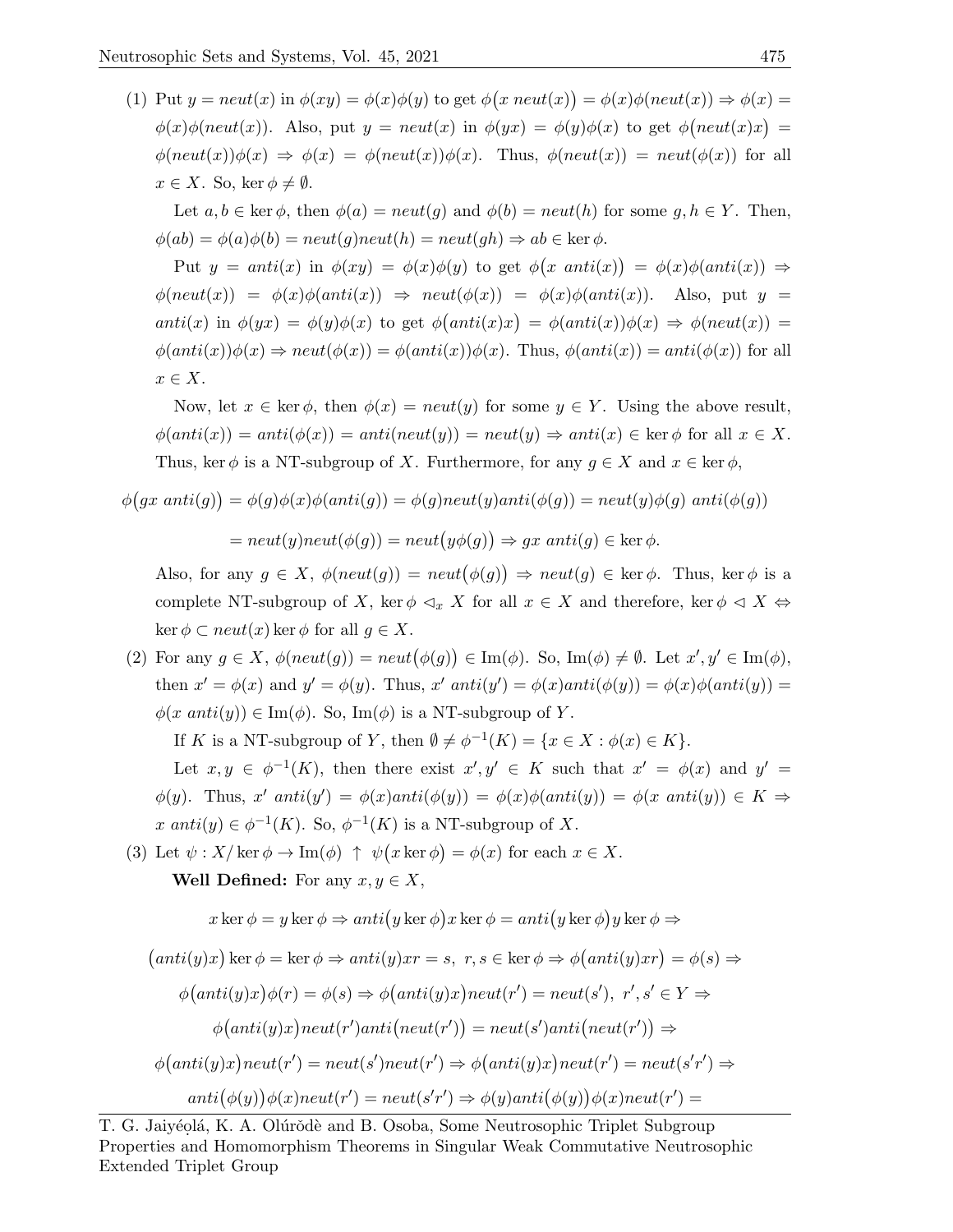(1) Put $y = neut(x)$ in $\phi(xy) = \phi(x)\phi(y)$ to get $\phi\big(x\ neut(x)\big) = \phi(x)\phi(neut(x)) \Rightarrow \phi(x) = \phi(x)\phi(neut(x))$. Also, put $y = neut(x)$ in $\phi(yx) = \phi(y)\phi(x)$ to get $\phi\big(neut(x)x\big) = \phi(neut(x))\phi(x) \Rightarrow \phi(x) = \phi(neut(x))\phi(x)$. Thus, $\phi(neut(x)) = neut(\phi(x))$ for all $x \in X$. So, $\ker\phi \neq \emptyset$.

   Let $a, b \in \ker\phi$, then $\phi(a) = neut(g)$ and $\phi(b) = neut(h)$ for some $g, h \in Y$. Then, $\phi(ab) = \phi(a)\phi(b) = neut(g)neut(h) = neut(gh) \Rightarrow ab \in \ker\phi$.

   Put $y = anti(x)$ in $\phi(xy) = \phi(x)\phi(y)$ to get $\phi\big(x\ anti(x)\big) = \phi(x)\phi(anti(x)) \Rightarrow \phi(neut(x)) = \phi(x)\phi(anti(x)) \Rightarrow neut(\phi(x)) = \phi(x)\phi(anti(x))$. Also, put $y = anti(x)$ in $\phi(yx) = \phi(y)\phi(x)$ to get $\phi\big(anti(x)x\big) = \phi(anti(x))\phi(x) \Rightarrow \phi(neut(x)) = \phi(anti(x))\phi(x) \Rightarrow neut(\phi(x)) = \phi(anti(x))\phi(x)$. Thus, $\phi(anti(x)) = anti(\phi(x))$ for all $x \in X$.

   Now, let $x \in \ker\phi$, then $\phi(x) = neut(y)$ for some $y \in Y$. Using the above result, $\phi(anti(x)) = anti(\phi(x)) = anti(neut(y)) = neut(y) \Rightarrow anti(x) \in \ker\phi$ for all $x \in X$. Thus, $\ker\phi$ is a NT-subgroup of $X$. Furthermore, for any $g \in X$ and $x \in \ker\phi$,

$$\phi\big(gx\ anti(g)\big) = \phi(g)\phi(x)\phi(anti(g)) = \phi(g)neut(y)anti(\phi(g)) = neut(y)\phi(g)\ anti(\phi(g))$$

$$= neut(y)neut(\phi(g)) = neut\big(y\phi(g)\big) \Rightarrow gx\ anti(g) \in \ker\phi.$$

   Also, for any $g \in X$, $\phi(neut(g)) = neut\big(\phi(g)\big) \Rightarrow neut(g) \in \ker\phi$. Thus, $\ker\phi$ is a complete NT-subgroup of $X$, $\ker\phi \lhd_x X$ for all $x \in X$ and therefore, $\ker\phi \lhd X \Leftrightarrow \ker\phi \subset neut(x)\ker\phi$ for all $g \in X$.

(2) For any $g \in X$, $\phi(neut(g)) = neut\big(\phi(g)\big) \in \mathrm{Im}(\phi)$. So, $\mathrm{Im}(\phi) \neq \emptyset$. Let $x', y' \in \mathrm{Im}(\phi)$, then $x' = \phi(x)$ and $y' = \phi(y)$. Thus, $x'\ anti(y') = \phi(x)anti(\phi(y)) = \phi(x)\phi(anti(y)) = \phi(x\ anti(y)) \in \mathrm{Im}(\phi)$. So, $\mathrm{Im}(\phi)$ is a NT-subgroup of $Y$.

   If $K$ is a NT-subgroup of $Y$, then $\emptyset \neq \phi^{-1}(K) = \{x \in X : \phi(x) \in K\}$.

   Let $x, y \in \phi^{-1}(K)$, then there exist $x', y' \in K$ such that $x' = \phi(x)$ and $y' = \phi(y)$. Thus, $x'\ anti(y') = \phi(x)anti(\phi(y)) = \phi(x)\phi(anti(y)) = \phi(x\ anti(y)) \in K \Rightarrow x\ anti(y) \in \phi^{-1}(K)$. So, $\phi^{-1}(K)$ is a NT-subgroup of $X$.

(3) Let $\psi : X/\ker\phi \to \mathrm{Im}(\phi)\ \uparrow\ \psi\big(x\ker\phi\big) = \phi(x)$ for each $x \in X$.

   **Well Defined:** For any $x, y \in X$,

$$x\ker\phi = y\ker\phi \Rightarrow anti\big(y\ker\phi\big)x\ker\phi = anti\big(y\ker\phi\big)y\ker\phi \Rightarrow$$

$$\big(anti(y)x\big)\ker\phi = \ker\phi \Rightarrow anti(y)xr = s,\ r, s \in \ker\phi \Rightarrow \phi\big(anti(y)xr\big) = \phi(s) \Rightarrow$$

$$\phi\big(anti(y)x\big)\phi(r) = \phi(s) \Rightarrow \phi\big(anti(y)x\big)neut(r') = neut(s'),\ r', s' \in Y \Rightarrow$$

$$\phi\big(anti(y)x\big)neut(r')anti\big(neut(r')\big) = neut(s')anti\big(neut(r')\big) \Rightarrow$$

$$\phi\big(anti(y)x\big)neut(r') = neut(s')neut(r') \Rightarrow \phi\big(anti(y)x\big)neut(r') = neut(s'r') \Rightarrow$$

$$anti\big(\phi(y)\big)\phi(x)neut(r') = neut(s'r') \Rightarrow \phi(y)anti\big(\phi(y)\big)\phi(x)neut(r') =$$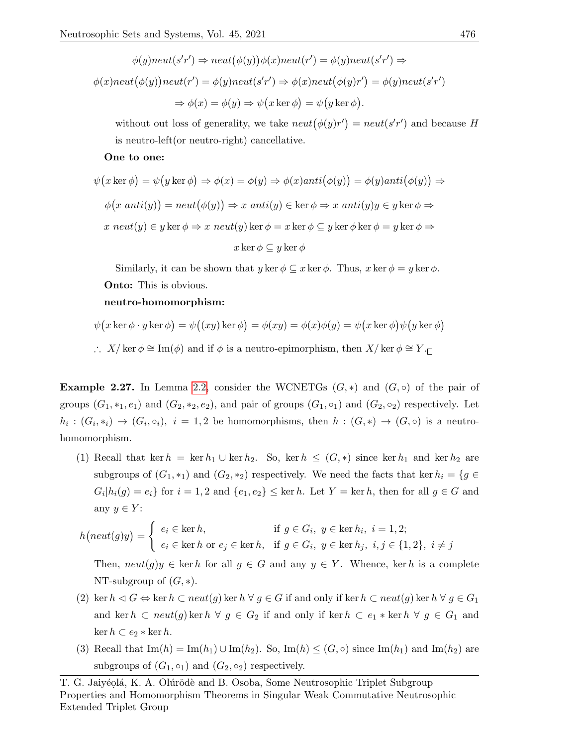$$\phi(y)neut(s'r') \Rightarrow neut\big(\phi(y)\big)\phi(x)neut(r') = \phi(y)neut(s'r') \Rightarrow$$

$$\phi(x)neut\big(\phi(y)\big)neut(r') = \phi(y)neut(s'r') \Rightarrow \phi(x)neut\big(\phi(y)r'\big) = \phi(y)neut(s'r')$$

$$\Rightarrow \phi(x) = \phi(y) \Rightarrow \psi\big(x \ker \phi\big) = \psi\big(y \ker \phi\big).$$

without out loss of generality, we take $neut\big(\phi(y)r'\big) = neut(s'r')$ and because $H$ is neutro-left(or neutro-right) cancellative.

**One to one:**

$$\psi\big(x \ker \phi\big) = \psi\big(y \ker \phi\big) \Rightarrow \phi(x) = \phi(y) \Rightarrow \phi(x)anti\big(\phi(y)\big) = \phi(y)anti\big(\phi(y)\big) \Rightarrow$$

$$\phi\big(x\ anti(y)\big) = neut\big(\phi(y)\big) \Rightarrow x\ anti(y) \in \ker \phi \Rightarrow x\ anti(y)y \in y \ker \phi \Rightarrow$$

$$x\ neut(y) \in y \ker \phi \Rightarrow x\ neut(y) \ker \phi = x \ker \phi \subseteq y \ker \phi \ker \phi = y \ker \phi \Rightarrow$$

$$x \ker \phi \subseteq y \ker \phi$$

Similarly, it can be shown that $y \ker \phi \subseteq x \ker \phi$. Thus, $x \ker \phi = y \ker \phi$.

**Onto:** This is obvious.

**neutro-homomorphism:**

$$\psi\big(x \ker \phi \cdot y \ker \phi\big) = \psi\big((xy) \ker \phi\big) = \phi(xy) = \phi(x)\phi(y) = \psi\big(x \ker \phi\big)\psi\big(y \ker \phi\big)$$

$\therefore\ X/\ker \phi \cong \mathrm{Im}(\phi)$ and if $\phi$ is a neutro-epimorphism, then $X/\ker \phi \cong Y$. $\square$

**Example 2.27.** In Lemma 2.2, consider the WCNETGs $(G,*)$ and $(G,\circ)$ of the pair of groups $(G_1, *_1, e_1)$ and $(G_2, *_2, e_2)$, and pair of groups $(G_1, \circ_1)$ and $(G_2, \circ_2)$ respectively. Let $h_i : (G_i, *_i) \to (G_i, \circ_i)$, $i = 1, 2$ be homomorphisms, then $h : (G,*) \to (G,\circ)$ is a neutro-homomorphism.

(1) Recall that $\ker h = \ker h_1 \cup \ker h_2$. So, $\ker h \leq (G,*)$ since $\ker h_1$ and $\ker h_2$ are subgroups of $(G_1, *_1)$ and $(G_2, *_2)$ respectively. We need the facts that $\ker h_i = \{g \in G_i | h_i(g) = e_i\}$ for $i = 1, 2$ and $\{e_1, e_2\} \leq \ker h$. Let $Y = \ker h$, then for all $g \in G$ and any $y \in Y$:

$$h\big(neut(g)y\big) = \begin{cases} e_i \in \ker h, & \text{if } g \in G_i,\ y \in \ker h_i,\ i = 1, 2; \\ e_i \in \ker h \text{ or } e_j \in \ker h, & \text{if } g \in G_i,\ y \in \ker h_j,\ i, j \in \{1, 2\},\ i \neq j \end{cases}$$

Then, $neut(g)y \in \ker h$ for all $g \in G$ and any $y \in Y$. Whence, $\ker h$ is a complete NT-subgroup of $(G,*)$.

(2) $\ker h \lhd G \Leftrightarrow \ker h \subset neut(g) \ker h\ \forall\ g \in G$ if and only if $\ker h \subset neut(g) \ker h\ \forall\ g \in G_1$ and $\ker h \subset neut(g) \ker h\ \forall\ g \in G_2$ if and only if $\ker h \subset e_1 * \ker h\ \forall\ g \in G_1$ and $\ker h \subset e_2 * \ker h$.

(3) Recall that $\mathrm{Im}(h) = \mathrm{Im}(h_1) \cup \mathrm{Im}(h_2)$. So, $\mathrm{Im}(h) \leq (G,\circ)$ since $\mathrm{Im}(h_1)$ and $\mathrm{Im}(h_2)$ are subgroups of $(G_1, \circ_1)$ and $(G_2, \circ_2)$ respectively.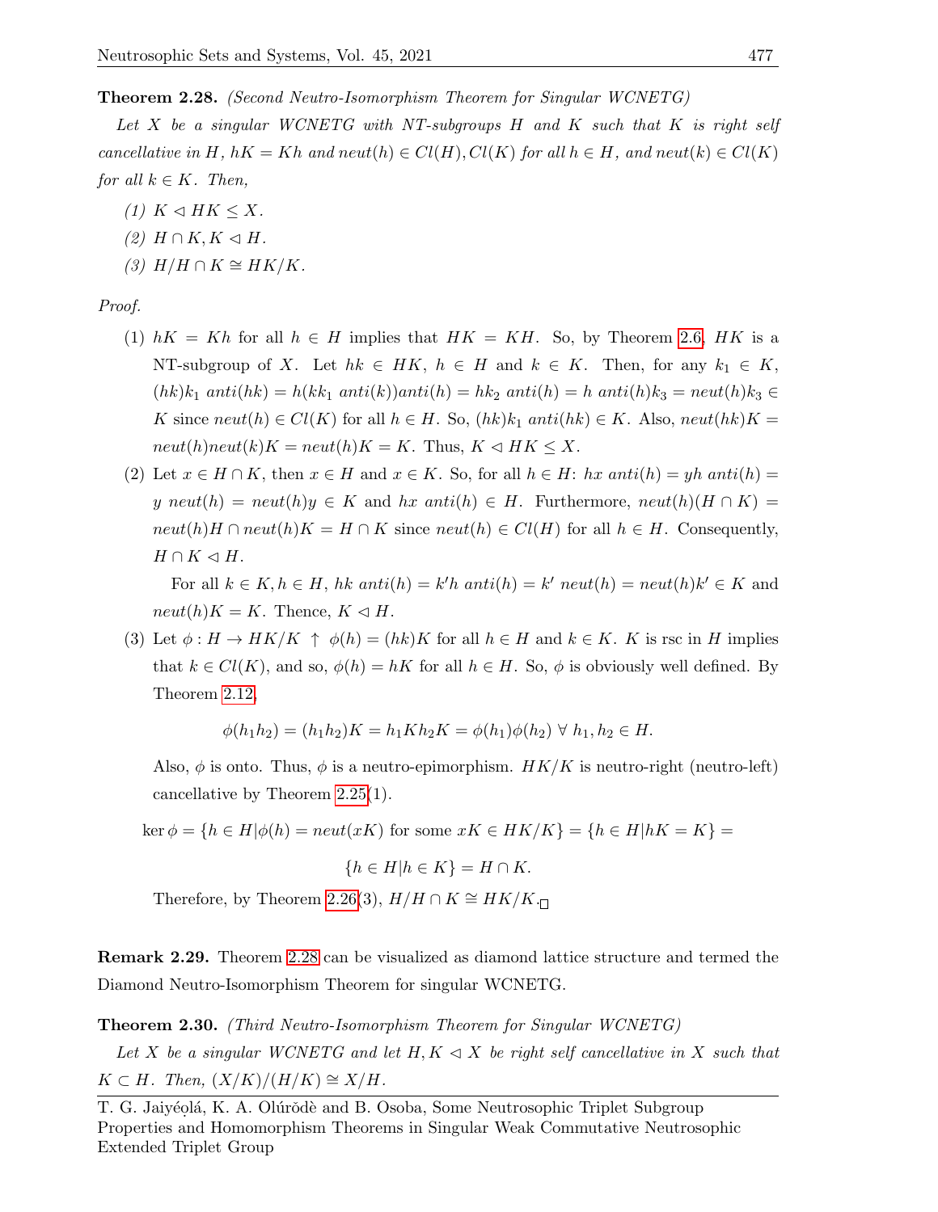**Theorem 2.28.** *(Second Neutro-Isomorphism Theorem for Singular WCNETG)*

*Let $X$ be a singular WCNETG with NT-subgroups $H$ and $K$ such that $K$ is right self cancellative in $H$, $hK = Kh$ and $neut(h) \in Cl(H), Cl(K)$ for all $h \in H$, and $neut(k) \in Cl(K)$ for all $k \in K$. Then,*

*(1) $K \lhd HK \leq X$.*

*(2) $H \cap K, K \lhd H$.*

*(3) $H/H \cap K \cong HK/K$.*

*Proof.*

(1) $hK = Kh$ for all $h \in H$ implies that $HK = KH$. So, by Theorem 2.6, $HK$ is a NT-subgroup of $X$. Let $hk \in HK$, $h \in H$ and $k \in K$. Then, for any $k_1 \in K$, $(hk)k_1\ anti(hk) = h(kk_1\ anti(k))anti(h) = hk_2\ anti(h) = h\ anti(h)k_3 = neut(h)k_3 \in K$ since $neut(h) \in Cl(K)$ for all $h \in H$. So, $(hk)k_1\ anti(hk) \in K$. Also, $neut(hk)K = neut(h)neut(k)K = neut(h)K = K$. Thus, $K \lhd HK \leq X$.

(2) Let $x \in H \cap K$, then $x \in H$ and $x \in K$. So, for all $h \in H$: $hx\ anti(h) = yh\ anti(h) = y\ neut(h) = neut(h)y \in K$ and $hx\ anti(h) \in H$. Furthermore, $neut(h)(H \cap K) = neut(h)H \cap neut(h)K = H \cap K$ since $neut(h) \in Cl(H)$ for all $h \in H$. Consequently, $H \cap K \lhd H$.

For all $k \in K, h \in H$, $hk\ anti(h) = k'h\ anti(h) = k'\ neut(h) = neut(h)k' \in K$ and $neut(h)K = K$. Thence, $K \lhd H$.

(3) Let $\phi : H \to HK/K \uparrow \phi(h) = (hk)K$ for all $h \in H$ and $k \in K$. $K$ is rsc in $H$ implies that $k \in Cl(K)$, and so, $\phi(h) = hK$ for all $h \in H$. So, $\phi$ is obviously well defined. By Theorem 2.12,

$$\phi(h_1h_2) = (h_1h_2)K = h_1Kh_2K = \phi(h_1)\phi(h_2)\ \forall\ h_1, h_2 \in H.$$

Also, $\phi$ is onto. Thus, $\phi$ is a neutro-epimorphism. $HK/K$ is neutro-right (neutro-left) cancellative by Theorem 2.25(1).

$$\ker \phi = \{h \in H | \phi(h) = neut(xK) \text{ for some } xK \in HK/K\} = \{h \in H | hK = K\} =$$

$$\{h \in H | h \in K\} = H \cap K.$$

Therefore, by Theorem 2.26(3), $H/H \cap K \cong HK/K$. □

**Remark 2.29.** Theorem 2.28 can be visualized as diamond lattice structure and termed the Diamond Neutro-Isomorphism Theorem for singular WCNETG.

**Theorem 2.30.** *(Third Neutro-Isomorphism Theorem for Singular WCNETG)*

*Let $X$ be a singular WCNETG and let $H, K \lhd X$ be right self cancellative in $X$ such that $K \subset H$. Then, $(X/K)/(H/K) \cong X/H$.*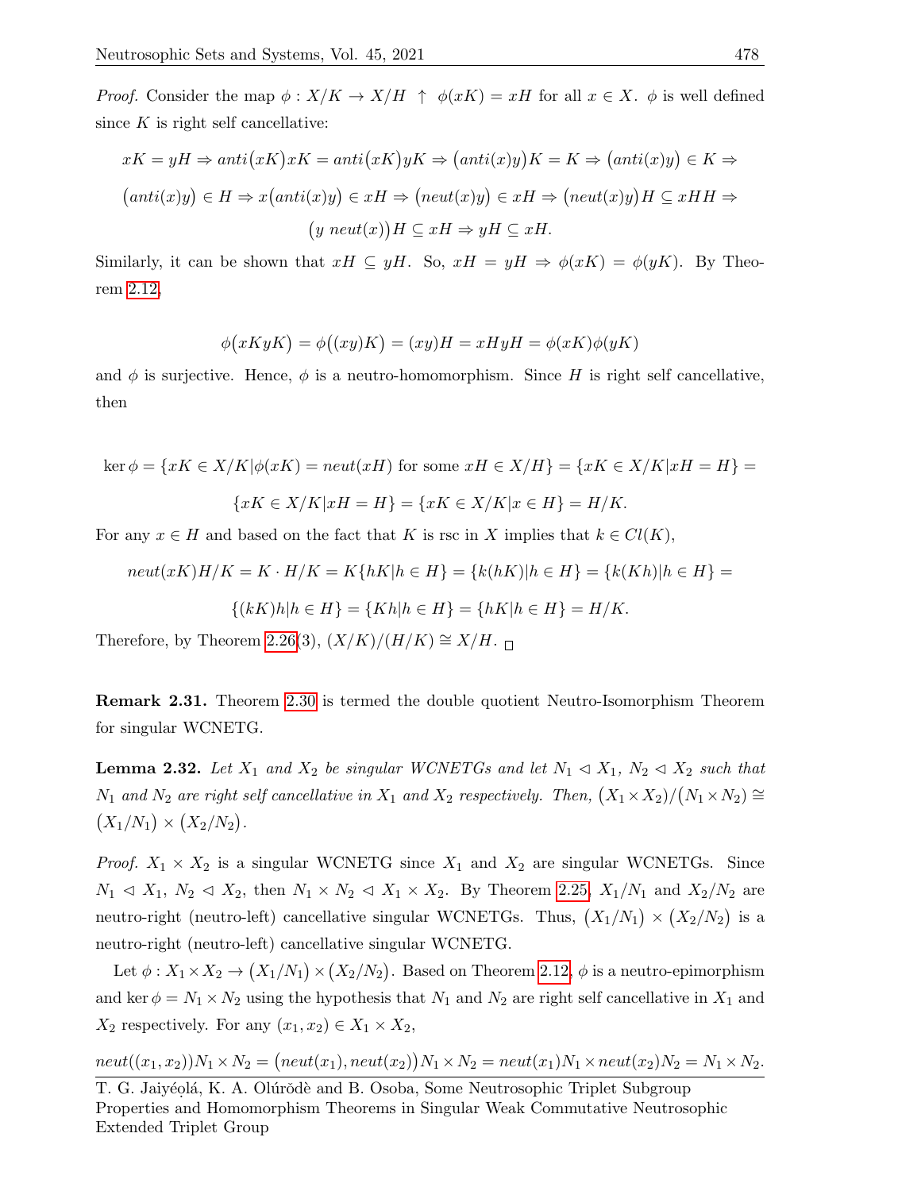*Proof.* Consider the map $\phi : X/K \to X/H \uparrow \phi(xK) = xH$ for all $x \in X$. $\phi$ is well defined since $K$ is right self cancellative:

$$xK = yH \Rightarrow anti\big(xK\big)xK = anti\big(xK\big)yK \Rightarrow \big(anti(x)y\big)K = K \Rightarrow \big(anti(x)y\big) \in K \Rightarrow$$

$$\big(anti(x)y\big) \in H \Rightarrow x\big(anti(x)y\big) \in xH \Rightarrow \big(neut(x)y\big) \in xH \Rightarrow \big(neut(x)y\big)H \subseteq xHH \Rightarrow$$

$$\big(y\ neut(x)\big)H \subseteq xH \Rightarrow yH \subseteq xH.$$

Similarly, it can be shown that $xH \subseteq yH$. So, $xH = yH \Rightarrow \phi(xK) = \phi(yK)$. By Theorem 2.12,

$$\phi\big(xKyK\big) = \phi\big((xy)K\big) = (xy)H = xHyH = \phi(xK)\phi(yK)$$

and $\phi$ is surjective. Hence, $\phi$ is a neutro-homomorphism. Since $H$ is right self cancellative, then

$$\ker\phi = \{xK \in X/K | \phi(xK) = neut(xH) \text{ for some } xH \in X/H\} = \{xK \in X/K | xH = H\} =$$

$$\{xK \in X/K | xH = H\} = \{xK \in X/K | x \in H\} = H/K.$$

For any $x \in H$ and based on the fact that $K$ is rsc in $X$ implies that $k \in Cl(K)$,

$$neut(xK)H/K = K \cdot H/K = K\{hK | h \in H\} = \{k(hK) | h \in H\} = \{k(Kh) | h \in H\} =$$

$$\{(kK)h | h \in H\} = \{Kh | h \in H\} = \{hK | h \in H\} = H/K.$$

Therefore, by Theorem 2.26(3), $(X/K)/(H/K) \cong X/H$. □

**Remark 2.31.** Theorem 2.30 is termed the double quotient Neutro-Isomorphism Theorem for singular WCNETG.

**Lemma 2.32.** *Let $X_1$ and $X_2$ be singular WCNETGs and let $N_1 \lhd X_1$, $N_2 \lhd X_2$ such that $N_1$ and $N_2$ are right self cancellative in $X_1$ and $X_2$ respectively. Then, $\big(X_1 \times X_2\big)/\big(N_1 \times N_2\big) \cong \big(X_1/N_1\big) \times \big(X_2/N_2\big)$.*

*Proof.* $X_1 \times X_2$ is a singular WCNETG since $X_1$ and $X_2$ are singular WCNETGs. Since $N_1 \lhd X_1$, $N_2 \lhd X_2$, then $N_1 \times N_2 \lhd X_1 \times X_2$. By Theorem 2.25, $X_1/N_1$ and $X_2/N_2$ are neutro-right (neutro-left) cancellative singular WCNETGs. Thus, $\big(X_1/N_1\big) \times \big(X_2/N_2\big)$ is a neutro-right (neutro-left) cancellative singular WCNETG.

Let $\phi : X_1 \times X_2 \to \big(X_1/N_1\big) \times \big(X_2/N_2\big)$. Based on Theorem 2.12, $\phi$ is a neutro-epimorphism and $\ker\phi = N_1 \times N_2$ using the hypothesis that $N_1$ and $N_2$ are right self cancellative in $X_1$ and $X_2$ respectively. For any $(x_1, x_2) \in X_1 \times X_2$,

$$neut((x_1, x_2))N_1 \times N_2 = \big(neut(x_1), neut(x_2)\big)N_1 \times N_2 = neut(x_1)N_1 \times neut(x_2)N_2 = N_1 \times N_2.$$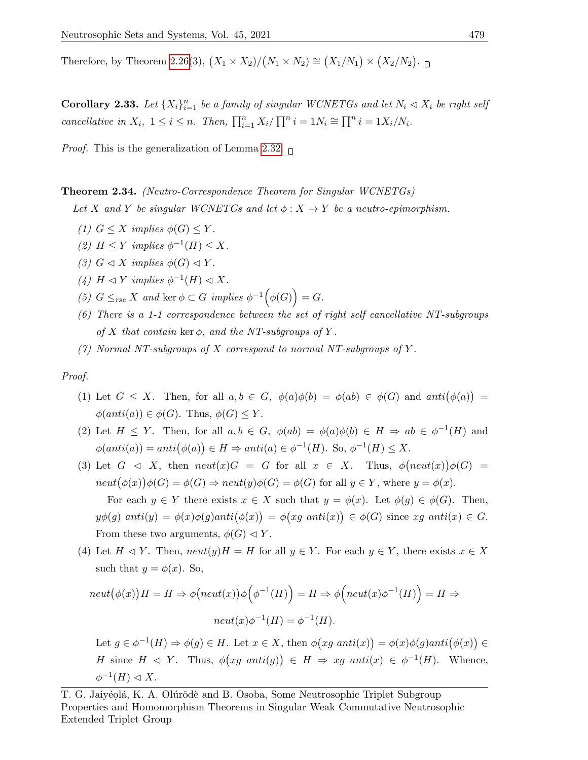Therefore, by Theorem 2.26(3), $\big(X_1 \times X_2\big)/\big(N_1 \times N_2\big) \cong \big(X_1/N_1\big) \times \big(X_2/N_2\big)$. $\square$

**Corollary 2.33.** *Let $\{X_i\}_{i=1}^n$ be a family of singular WCNETGs and let $N_i \lhd X_i$ be right self cancellative in $X_i$, $1 \le i \le n$. Then, $\prod_{i=1}^n X_i / \prod^n i = 1 N_i \cong \prod^n i = 1 X_i/N_i$.*

*Proof.* This is the generalization of Lemma 2.32. $\square$

**Theorem 2.34.** *(Neutro-Correspondence Theorem for Singular WCNETGs)*

*Let $X$ and $Y$ be singular WCNETGs and let $\phi : X \to Y$ be a neutro-epimorphism.*

*(1) $G \le X$ implies $\phi(G) \le Y$.*

*(2) $H \le Y$ implies $\phi^{-1}(H) \le X$.*

*(3) $G \lhd X$ implies $\phi(G) \lhd Y$.*

*(4) $H \lhd Y$ implies $\phi^{-1}(H) \lhd X$.*

*(5) $G \le_{rsc} X$ and $\ker \phi \subset G$ implies $\phi^{-1}\Big(\phi(G)\Big) = G$.*

*(6) There is a 1-1 correspondence between the set of right self cancellative NT-subgroups of $X$ that contain $\ker \phi$, and the NT-subgroups of $Y$.*

*(7) Normal NT-subgroups of $X$ correspond to normal NT-subgroups of $Y$.*

*Proof.*

(1) Let $G \le X$. Then, for all $a, b \in G$, $\phi(a)\phi(b) = \phi(ab) \in \phi(G)$ and $anti\big(\phi(a)\big) = \phi(anti(a)) \in \phi(G)$. Thus, $\phi(G) \le Y$.

(2) Let $H \le Y$. Then, for all $a, b \in G$, $\phi(ab) = \phi(a)\phi(b) \in H \Rightarrow ab \in \phi^{-1}(H)$ and $\phi(anti(a)) = anti\big(\phi(a)\big) \in H \Rightarrow anti(a) \in \phi^{-1}(H)$. So, $\phi^{-1}(H) \le X$.

(3) Let $G \lhd X$, then $neut(x)G = G$ for all $x \in X$. Thus, $\phi\big(neut(x)\big)\phi(G) = neut\big(\phi(x)\big)\phi(G) = \phi(G) \Rightarrow neut(y)\phi(G) = \phi(G)$ for all $y \in Y$, where $y = \phi(x)$.

For each $y \in Y$ there exists $x \in X$ such that $y = \phi(x)$. Let $\phi(g) \in \phi(G)$. Then, $y\phi(g)\ anti(y) = \phi(x)\phi(g)anti\big(\phi(x)\big) = \phi\big(xg\ anti(x)\big) \in \phi(G)$ since $xg\ anti(x) \in G$. From these two arguments, $\phi(G) \lhd Y$.

(4) Let $H \lhd Y$. Then, $neut(y)H = H$ for all $y \in Y$. For each $y \in Y$, there exists $x \in X$ such that $y = \phi(x)$. So,

$$neut\big(\phi(x)\big)H = H \Rightarrow \phi\big(neut(x)\big)\phi\Big(\phi^{-1}(H)\Big) = H \Rightarrow \phi\Big(neut(x)\phi^{-1}(H)\Big) = H \Rightarrow$$

$$neut(x)\phi^{-1}(H) = \phi^{-1}(H).$$

Let $g \in \phi^{-1}(H) \Rightarrow \phi(g) \in H$. Let $x \in X$, then $\phi\big(xg\ anti(x)\big) = \phi(x)\phi(g)anti\big(\phi(x)\big) \in H$ since $H \lhd Y$. Thus, $\phi\big(xg\ anti(g)\big) \in H \Rightarrow xg\ anti(x) \in \phi^{-1}(H)$. Whence, $\phi^{-1}(H) \lhd X$.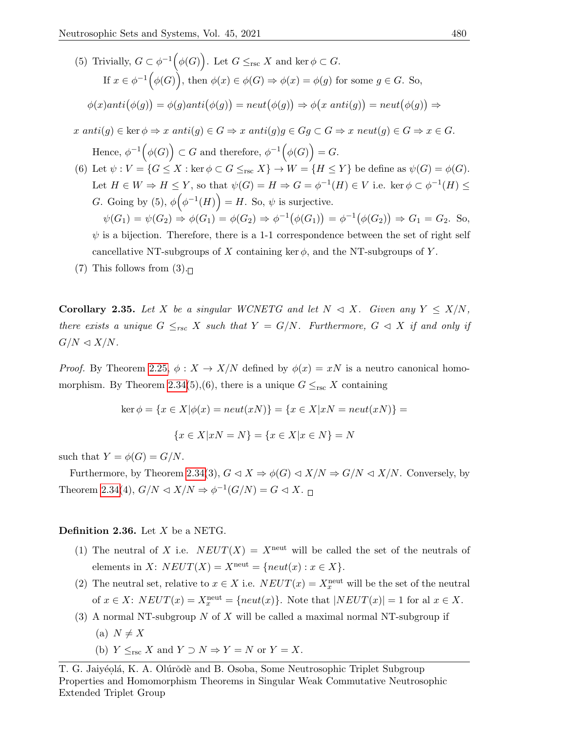(5) Trivially, $G \subset \phi^{-1}\Big(\phi(G)\Big)$. Let $G \leq_{\rm rsc} X$ and $\ker\phi \subset G$.

If $x \in \phi^{-1}\Big(\phi(G)\Big)$, then $\phi(x) \in \phi(G) \Rightarrow \phi(x) = \phi(g)$ for some $g \in G$. So,

$$\phi(x)anti\big(\phi(g)\big) = \phi(g)anti\big(\phi(g)\big) = neut\big(\phi(g)\big) \Rightarrow \phi\big(x\ anti(g)\big) = neut\big(\phi(g)\big) \Rightarrow$$

$$x\ anti(g) \in \ker\phi \Rightarrow x\ anti(g) \in G \Rightarrow x\ anti(g)g \in Gg \subset G \Rightarrow x\ neut(g) \in G \Rightarrow x \in G.$$

Hence, $\phi^{-1}\Big(\phi(G)\Big) \subset G$ and therefore, $\phi^{-1}\Big(\phi(G)\Big) = G$.

(6) Let $\psi : V = \{G \leq X : \ker\phi \subset G \leq_{\rm rsc} X\} \to W = \{H \leq Y\}$ be define as $\psi(G) = \phi(G)$. Let $H \in W \Rightarrow H \leq Y$, so that $\psi(G) = H \Rightarrow G = \phi^{-1}(H) \in V$ i.e. $\ker\phi \subset \phi^{-1}(H) \leq G$. Going by (5), $\phi\Big(\phi^{-1}(H)\Big) = H$. So, $\psi$ is surjective.

$\psi(G_1) = \psi(G_2) \Rightarrow \phi(G_1) = \phi(G_2) \Rightarrow \phi^{-1}\big(\phi(G_1)\big) = \phi^{-1}\big(\phi(G_2)\big) \Rightarrow G_1 = G_2$. So, $\psi$ is a bijection. Therefore, there is a 1-1 correspondence between the set of right self cancellative NT-subgroups of $X$ containing $\ker\phi$, and the NT-subgroups of $Y$.

(7) This follows from (3).□

**Corollary 2.35.** *Let $X$ be a singular WCNETG and let $N \lhd X$. Given any $Y \leq X/N$, there exists a unique $G \leq_{rsc} X$ such that $Y = G/N$. Furthermore, $G \lhd X$ if and only if $G/N \lhd X/N$.*

*Proof.* By Theorem 2.25, $\phi : X \to X/N$ defined by $\phi(x) = xN$ is a neutro canonical homomorphism. By Theorem 2.34(5),(6), there is a unique $G \leq_{\rm rsc} X$ containing

$$\ker\phi = \{x \in X | \phi(x) = neut(xN)\} = \{x \in X | xN = neut(xN)\} =$$

$$\{x \in X | xN = N\} = \{x \in X | x \in N\} = N$$

such that $Y = \phi(G) = G/N$.

Furthermore, by Theorem 2.34(3), $G \lhd X \Rightarrow \phi(G) \lhd X/N \Rightarrow G/N \lhd X/N$. Conversely, by Theorem 2.34(4), $G/N \lhd X/N \Rightarrow \phi^{-1}(G/N) = G \lhd X$. □

**Definition 2.36.** Let $X$ be a NETG.

(1) The neutral of $X$ i.e. $NEUT(X) = X^{\rm neut}$ will be called the set of the neutrals of elements in $X$: $NEUT(X) = X^{\rm neut} = \{neut(x) : x \in X\}$.

(2) The neutral set, relative to $x \in X$ i.e. $NEUT(x) = X_x^{\rm neut}$ will be the set of the neutral of $x \in X$: $NEUT(x) = X_x^{\rm neut} = \{neut(x)\}$. Note that $|NEUT(x)| = 1$ for al $x \in X$.

(3) A normal NT-subgroup $N$ of $X$ will be called a maximal normal NT-subgroup if

(a) $N \neq X$

(b) $Y \leq_{\rm rsc} X$ and $Y \supset N \Rightarrow Y = N$ or $Y = X$.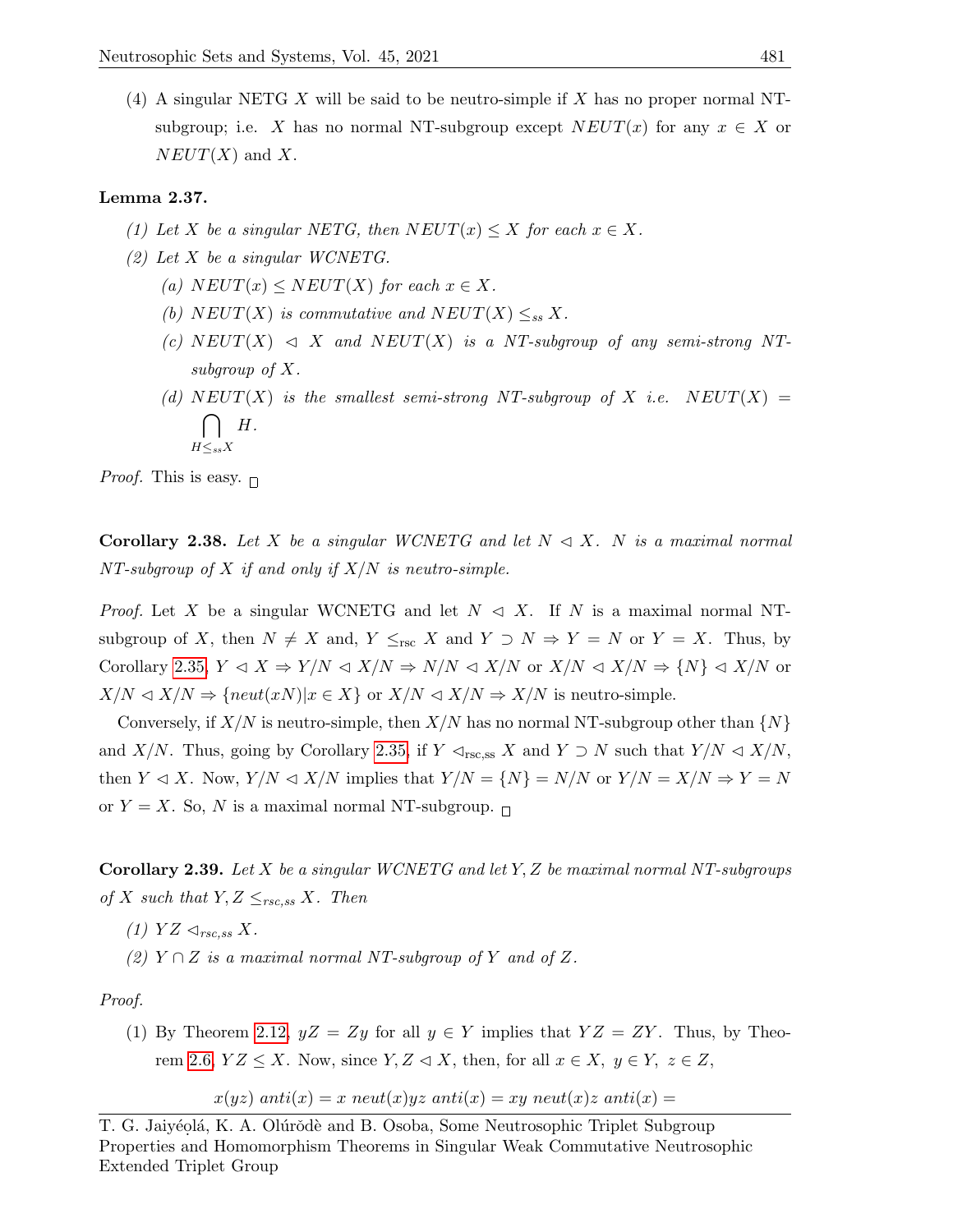(4) A singular NETG $X$ will be said to be neutro-simple if $X$ has no proper normal NT-subgroup; i.e. $X$ has no normal NT-subgroup except $NEUT(x)$ for any $x \in X$ or $NEUT(X)$ and $X$.

**Lemma 2.37.**

*(1) Let $X$ be a singular NETG, then $NEUT(x) \leq X$ for each $x \in X$.*

*(2) Let $X$ be a singular WCNETG.*

*(a) $NEUT(x) \leq NEUT(X)$ for each $x \in X$.*

*(b) $NEUT(X)$ is commutative and $NEUT(X) \leq_{ss} X$.*

*(c) $NEUT(X) \lhd X$ and $NEUT(X)$ is a NT-subgroup of any semi-strong NT-subgroup of $X$.*

*(d) $NEUT(X)$ is the smallest semi-strong NT-subgroup of $X$ i.e. $NEUT(X) = \bigcap_{H \leq_{ss} X} H$.*

*Proof.* This is easy. □

**Corollary 2.38.** *Let $X$ be a singular WCNETG and let $N \lhd X$. $N$ is a maximal normal NT-subgroup of $X$ if and only if $X/N$ is neutro-simple.*

*Proof.* Let $X$ be a singular WCNETG and let $N \lhd X$. If $N$ is a maximal normal NT-subgroup of $X$, then $N \neq X$ and, $Y \leq_{\text{rsc}} X$ and $Y \supset N \Rightarrow Y = N$ or $Y = X$. Thus, by Corollary 2.35, $Y \lhd X \Rightarrow Y/N \lhd X/N \Rightarrow N/N \lhd X/N$ or $X/N \lhd X/N \Rightarrow \{N\} \lhd X/N$ or $X/N \lhd X/N \Rightarrow \{neut(xN)|x \in X\}$ or $X/N \lhd X/N \Rightarrow X/N$ is neutro-simple.

Conversely, if $X/N$ is neutro-simple, then $X/N$ has no normal NT-subgroup other than $\{N\}$ and $X/N$. Thus, going by Corollary 2.35, if $Y \lhd_{\text{rsc,ss}} X$ and $Y \supset N$ such that $Y/N \lhd X/N$, then $Y \lhd X$. Now, $Y/N \lhd X/N$ implies that $Y/N = \{N\} = N/N$ or $Y/N = X/N \Rightarrow Y = N$ or $Y = X$. So, $N$ is a maximal normal NT-subgroup. □

**Corollary 2.39.** *Let $X$ be a singular WCNETG and let $Y, Z$ be maximal normal NT-subgroups of $X$ such that $Y, Z \leq_{rsc,ss} X$. Then*

*(1) $YZ \lhd_{rsc,ss} X$.*

*(2) $Y \cap Z$ is a maximal normal NT-subgroup of $Y$ and of $Z$.*

*Proof.*

(1) By Theorem 2.12, $yZ = Zy$ for all $y \in Y$ implies that $YZ = ZY$. Thus, by Theorem 2.6, $YZ \leq X$. Now, since $Y, Z \lhd X$, then, for all $x \in X$, $y \in Y$, $z \in Z$,

$$x(yz)\ anti(x) = x\ neut(x)yz\ anti(x) = xy\ neut(x)z\ anti(x) =$$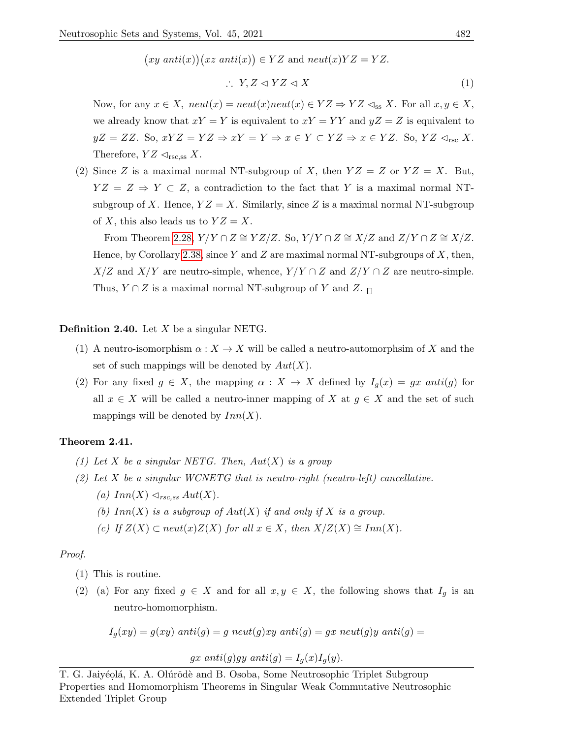$$\big(xy\ anti(x)\big)\big(xz\ anti(x)\big) \in YZ \text{ and } neut(x)YZ = YZ.$$

$$\therefore\ Y, Z \lhd YZ \lhd X \tag{1}$$

Now, for any $x \in X$, $neut(x) = neut(x)neut(x) \in YZ \Rightarrow YZ \lhd_{\rm ss} X$. For all $x, y \in X$, we already know that $xY = Y$ is equivalent to $xY = YY$ and $yZ = Z$ is equivalent to $yZ = ZZ$. So, $xYZ = YZ \Rightarrow xY = Y \Rightarrow x \in Y \subset YZ \Rightarrow x \in YZ$. So, $YZ \lhd_{\rm rsc} X$. Therefore, $YZ \lhd_{\rm rsc,ss} X$.

(2) Since $Z$ is a maximal normal NT-subgroup of $X$, then $YZ = Z$ or $YZ = X$. But, $YZ = Z \Rightarrow Y \subset Z$, a contradiction to the fact that $Y$ is a maximal normal NT-subgroup of $X$. Hence, $YZ = X$. Similarly, since $Z$ is a maximal normal NT-subgroup of $X$, this also leads us to $YZ = X$.

From Theorem 2.28, $Y/Y \cap Z \cong YZ/Z$. So, $Y/Y \cap Z \cong X/Z$ and $Z/Y \cap Z \cong X/Z$. Hence, by Corollary 2.38, since $Y$ and $Z$ are maximal normal NT-subgroups of $X$, then, $X/Z$ and $X/Y$ are neutro-simple, whence, $Y/Y \cap Z$ and $Z/Y \cap Z$ are neutro-simple. Thus, $Y \cap Z$ is a maximal normal NT-subgroup of $Y$ and $Z$. □

**Definition 2.40.** Let $X$ be a singular NETG.

(1) A neutro-isomorphism $\alpha : X \to X$ will be called a neutro-automorphsim of $X$ and the set of such mappings will be denoted by $Aut(X)$.

(2) For any fixed $g \in X$, the mapping $\alpha : X \to X$ defined by $I_g(x) = gx\ anti(g)$ for all $x \in X$ will be called a neutro-inner mapping of $X$ at $g \in X$ and the set of such mappings will be denoted by $Inn(X)$.

**Theorem 2.41.**

*(1) Let $X$ be a singular NETG. Then, $Aut(X)$ is a group*

*(2) Let $X$ be a singular WCNETG that is neutro-right (neutro-left) cancellative.*

*(a) $Inn(X) \lhd_{rsc,ss} Aut(X)$.*

*(b) $Inn(X)$ is a subgroup of $Aut(X)$ if and only if $X$ is a group.*

*(c) If $Z(X) \subset neut(x)Z(X)$ for all $x \in X$, then $X/Z(X) \cong Inn(X)$.*

*Proof.*

(1) This is routine.

(2) (a) For any fixed $g \in X$ and for all $x, y \in X$, the following shows that $I_g$ is an neutro-homomorphism.

$$I_g(xy) = g(xy)\ anti(g) = g\ neut(g)xy\ anti(g) = gx\ neut(g)y\ anti(g) =$$

$$gx\ anti(g)gy\ anti(g) = I_g(x)I_g(y).$$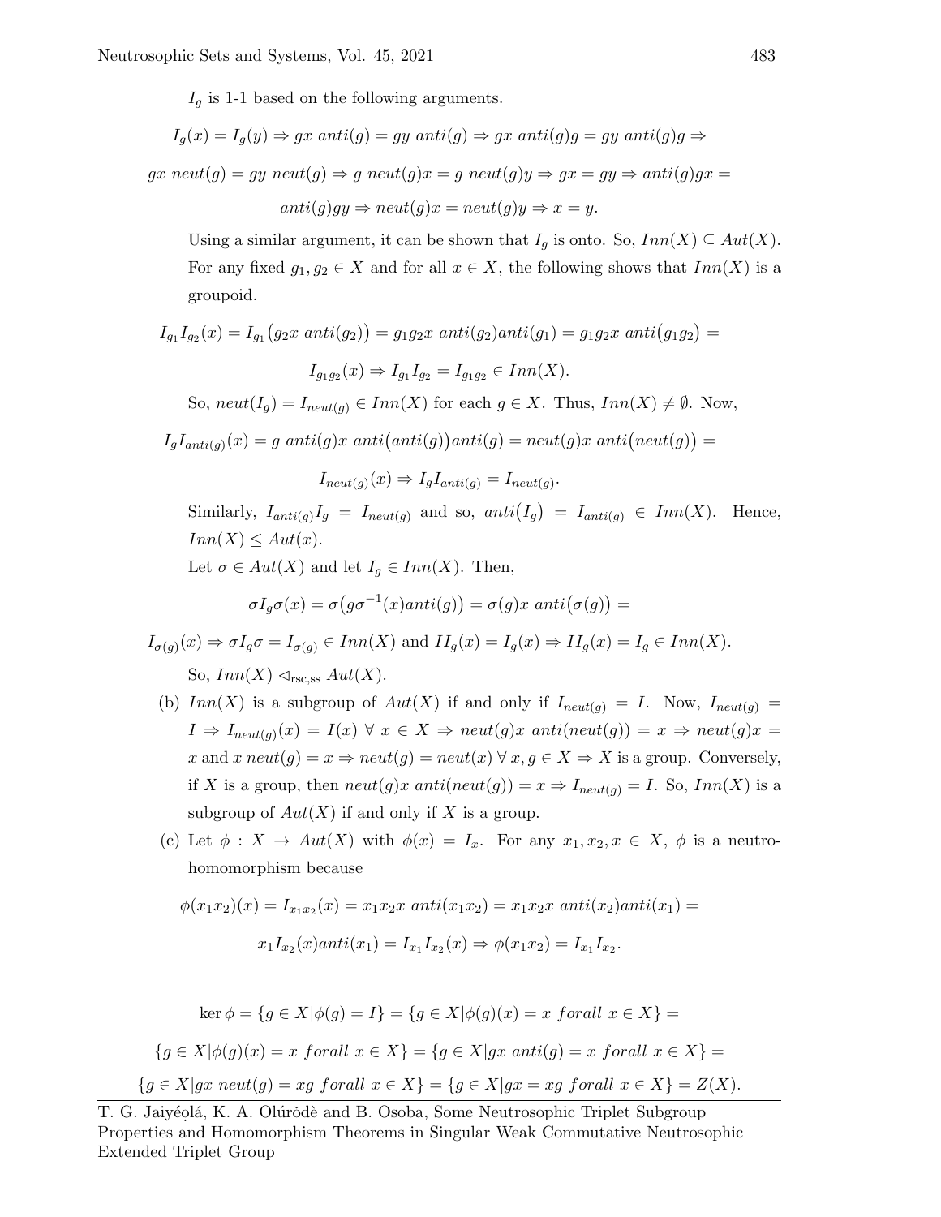$I_g$ is 1-1 based on the following arguments.

$$I_g(x) = I_g(y) \Rightarrow gx\ anti(g) = gy\ anti(g) \Rightarrow gx\ anti(g)g = gy\ anti(g)g \Rightarrow$$

$$gx\ neut(g) = gy\ neut(g) \Rightarrow g\ neut(g)x = g\ neut(g)y \Rightarrow gx = gy \Rightarrow anti(g)gx =$$

$$anti(g)gy \Rightarrow neut(g)x = neut(g)y \Rightarrow x = y.$$

Using a similar argument, it can be shown that $I_g$ is onto. So, $Inn(X) \subseteq Aut(X)$. For any fixed $g_1, g_2 \in X$ and for all $x \in X$, the following shows that $Inn(X)$ is a groupoid.

$$I_{g_1}I_{g_2}(x) = I_{g_1}\big(g_2x\ anti(g_2)\big) = g_1g_2x\ anti(g_2)anti(g_1) = g_1g_2x\ anti\big(g_1g_2\big) =$$

$$I_{g_1g_2}(x) \Rightarrow I_{g_1}I_{g_2} = I_{g_1g_2} \in Inn(X).$$

So, $neut(I_g) = I_{neut(g)} \in Inn(X)$ for each $g \in X$. Thus, $Inn(X) \neq \emptyset$. Now,

$$I_gI_{anti(g)}(x) = g\ anti(g)x\ anti\big(anti(g)\big)anti(g) = neut(g)x\ anti\big(neut(g)\big) =$$

$$I_{neut(g)}(x) \Rightarrow I_gI_{anti(g)} = I_{neut(g)}.$$

Similarly, $I_{anti(g)}I_g = I_{neut(g)}$ and so, $anti\big(I_g\big) = I_{anti(g)} \in Inn(X)$. Hence, $Inn(X) \leq Aut(x)$.

Let $\sigma \in Aut(X)$ and let $I_g \in Inn(X)$. Then,

$$\sigma I_g\sigma(x) = \sigma\big(g\sigma^{-1}(x)anti(g)\big) = \sigma(g)x\ anti\big(\sigma(g)\big) =$$

$$I_{\sigma(g)}(x) \Rightarrow \sigma I_g\sigma = I_{\sigma(g)} \in Inn(X) \text{ and } II_g(x) = I_g(x) \Rightarrow II_g(x) = I_g \in Inn(X).$$

So, $Inn(X) \lhd_{\text{rsc,ss}} Aut(X)$.

(b) $Inn(X)$ is a subgroup of $Aut(X)$ if and only if $I_{neut(g)} = I$. Now, $I_{neut(g)} = I \Rightarrow I_{neut(g)}(x) = I(x)\ \forall\ x \in X \Rightarrow neut(g)x\ anti(neut(g)) = x \Rightarrow neut(g)x = x$ and $x\ neut(g) = x \Rightarrow neut(g) = neut(x)\ \forall\ x, g \in X \Rightarrow X$ is a group. Conversely, if $X$ is a group, then $neut(g)x\ anti(neut(g)) = x \Rightarrow I_{neut(g)} = I$. So, $Inn(X)$ is a subgroup of $Aut(X)$ if and only if $X$ is a group.

(c) Let $\phi : X \to Aut(X)$ with $\phi(x) = I_x$. For any $x_1, x_2, x \in X$, $\phi$ is a neutro-homomorphism because

$$\phi(x_1x_2)(x) = I_{x_1x_2}(x) = x_1x_2x\ anti(x_1x_2) = x_1x_2x\ anti(x_2)anti(x_1) =$$

$$x_1I_{x_2}(x)anti(x_1) = I_{x_1}I_{x_2}(x) \Rightarrow \phi(x_1x_2) = I_{x_1}I_{x_2}.$$

$$\ker\phi = \{g \in X|\phi(g) = I\} = \{g \in X|\phi(g)(x) = x\ forall\ x \in X\} =$$

$$\{g \in X|\phi(g)(x) = x\ forall\ x \in X\} = \{g \in X|gx\ anti(g) = x\ forall\ x \in X\} =$$

$$\{g \in X|gx\ neut(g) = xg\ forall\ x \in X\} = \{g \in X|gx = xg\ forall\ x \in X\} = Z(X).$$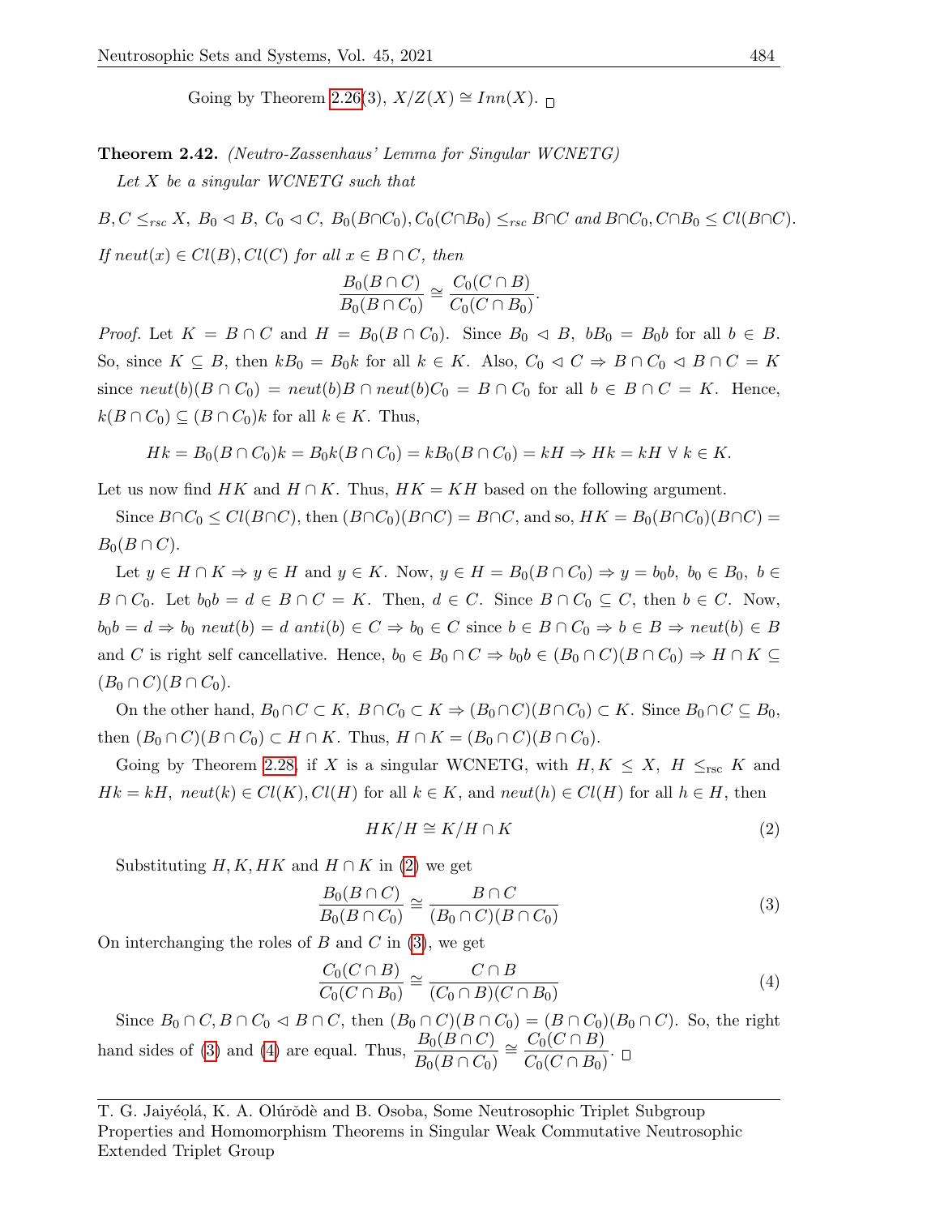Going by Theorem 2.26(3), $X/Z(X) \cong Inn(X)$. □

**Theorem 2.42.** *(Neutro-Zassenhaus' Lemma for Singular WCNETG)*

*Let $X$ be a singular WCNETG such that*

$$B, C \leq_{rsc} X,\ B_0 \lhd B,\ C_0 \lhd C,\ B_0(B\cap C_0), C_0(C\cap B_0) \leq_{rsc} B\cap C \text{ and } B\cap C_0, C\cap B_0 \leq Cl(B\cap C).$$

*If $neut(x) \in Cl(B), Cl(C)$ for all $x \in B \cap C$, then*

$$\frac{B_0(B\cap C)}{B_0(B\cap C_0)} \cong \frac{C_0(C\cap B)}{C_0(C\cap B_0)}.$$

*Proof.* Let $K = B \cap C$ and $H = B_0(B \cap C_0)$. Since $B_0 \lhd B$, $bB_0 = B_0 b$ for all $b \in B$. So, since $K \subseteq B$, then $kB_0 = B_0 k$ for all $k \in K$. Also, $C_0 \lhd C \Rightarrow B \cap C_0 \lhd B \cap C = K$ since $neut(b)(B \cap C_0) = neut(b)B \cap neut(b)C_0 = B \cap C_0$ for all $b \in B \cap C = K$. Hence, $k(B \cap C_0) \subseteq (B \cap C_0)k$ for all $k \in K$. Thus,

$$Hk = B_0(B\cap C_0)k = B_0k(B\cap C_0) = kB_0(B\cap C_0) = kH \Rightarrow Hk = kH\ \forall\ k \in K.$$

Let us now find $HK$ and $H \cap K$. Thus, $HK = KH$ based on the following argument.

Since $B\cap C_0 \leq Cl(B\cap C)$, then $(B\cap C_0)(B\cap C) = B\cap C$, and so, $HK = B_0(B\cap C_0)(B\cap C) = B_0(B\cap C)$.

Let $y \in H \cap K \Rightarrow y \in H$ and $y \in K$. Now, $y \in H = B_0(B \cap C_0) \Rightarrow y = b_0 b,\ b_0 \in B_0,\ b \in B \cap C_0$. Let $b_0 b = d \in B \cap C = K$. Then, $d \in C$. Since $B \cap C_0 \subseteq C$, then $b \in C$. Now, $b_0 b = d \Rightarrow b_0\ neut(b) = d\ anti(b) \in C \Rightarrow b_0 \in C$ since $b \in B \cap C_0 \Rightarrow b \in B \Rightarrow neut(b) \in B$ and $C$ is right self cancellative. Hence, $b_0 \in B_0 \cap C \Rightarrow b_0 b \in (B_0 \cap C)(B \cap C_0) \Rightarrow H \cap K \subseteq (B_0 \cap C)(B \cap C_0)$.

On the other hand, $B_0 \cap C \subset K,\ B \cap C_0 \subset K \Rightarrow (B_0 \cap C)(B \cap C_0) \subset K$. Since $B_0 \cap C \subseteq B_0$, then $(B_0 \cap C)(B \cap C_0) \subset H \cap K$. Thus, $H \cap K = (B_0 \cap C)(B \cap C_0)$.

Going by Theorem 2.28, if $X$ is a singular WCNETG, with $H, K \leq X$, $H \leq_{\text{rsc}} K$ and $Hk = kH$, $neut(k) \in Cl(K), Cl(H)$ for all $k \in K$, and $neut(h) \in Cl(H)$ for all $h \in H$, then

$$HK/H \cong K/H \cap K \tag{2}$$

Substituting $H, K, HK$ and $H \cap K$ in (2) we get

$$\frac{B_0(B\cap C)}{B_0(B\cap C_0)} \cong \frac{B\cap C}{(B_0\cap C)(B\cap C_0)} \tag{3}$$

On interchanging the roles of $B$ and $C$ in (3), we get

$$\frac{C_0(C\cap B)}{C_0(C\cap B_0)} \cong \frac{C\cap B}{(C_0\cap B)(C\cap B_0)} \tag{4}$$

Since $B_0 \cap C, B \cap C_0 \lhd B \cap C$, then $(B_0 \cap C)(B \cap C_0) = (B \cap C_0)(B_0 \cap C)$. So, the right hand sides of (3) and (4) are equal. Thus, $\dfrac{B_0(B\cap C)}{B_0(B\cap C_0)} \cong \dfrac{C_0(C\cap B)}{C_0(C\cap B_0)}$. □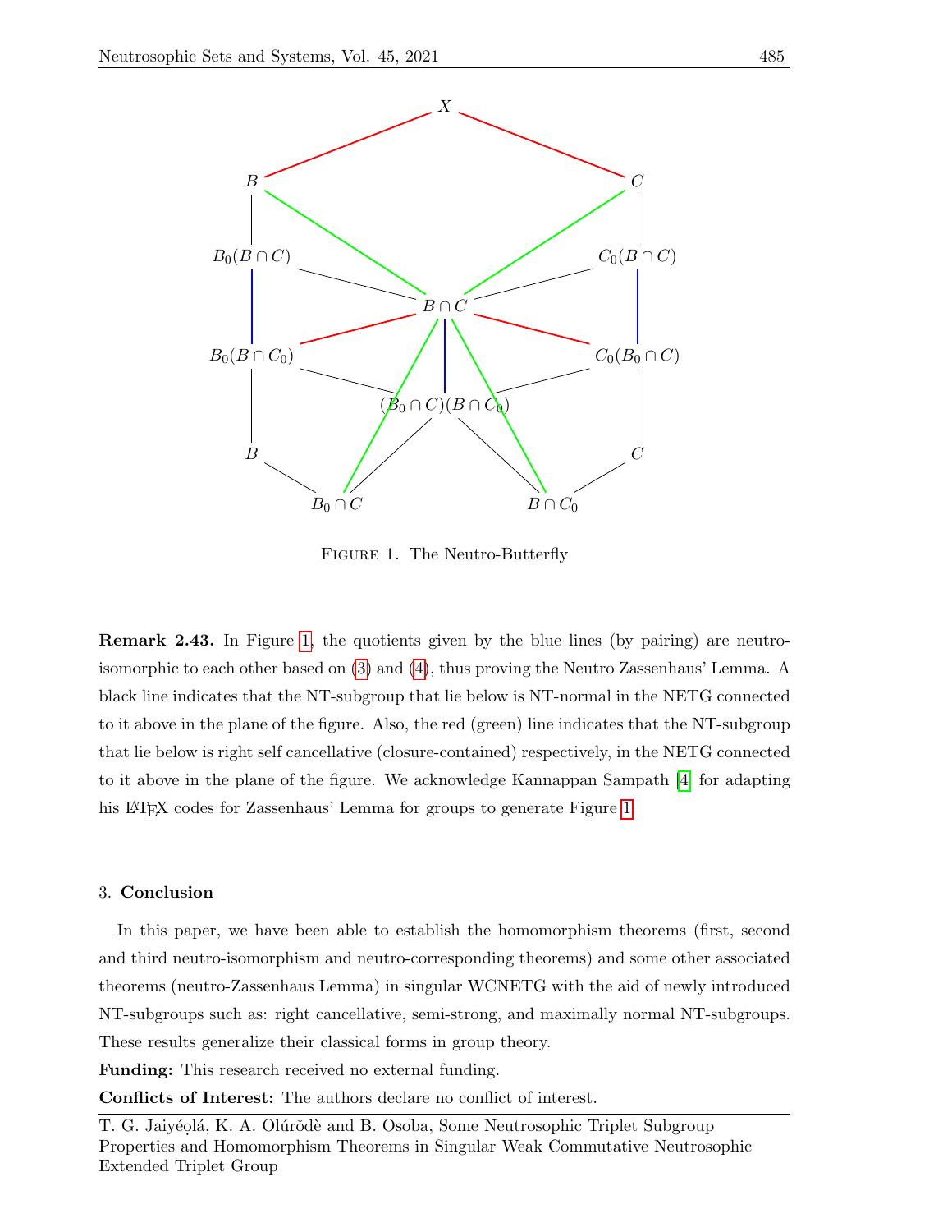FIGURE 1. The Neutro-Butterfly

**Remark 2.43.** In Figure 1, the quotients given by the blue lines (by pairing) are neutro-isomorphic to each other based on (3) and (4), thus proving the Neutro Zassenhaus' Lemma. A black line indicates that the NT-subgroup that lie below is NT-normal in the NETG connected to it above in the plane of the figure. Also, the red (green) line indicates that the NT-subgroup that lie below is right self cancellative (closure-contained) respectively, in the NETG connected to it above in the plane of the figure. We acknowledge Kannappan Sampath [4] for adapting his LaTeX codes for Zassenhaus' Lemma for groups to generate Figure 1.

## 3. Conclusion

In this paper, we have been able to establish the homomorphism theorems (first, second and third neutro-isomorphism and neutro-corresponding theorems) and some other associated theorems (neutro-Zassenhaus Lemma) in singular WCNETG with the aid of newly introduced NT-subgroups such as: right cancellative, semi-strong, and maximally normal NT-subgroups. These results generalize their classical forms in group theory.

**Funding:** This research received no external funding.

**Conflicts of Interest:** The authors declare no conflict of interest.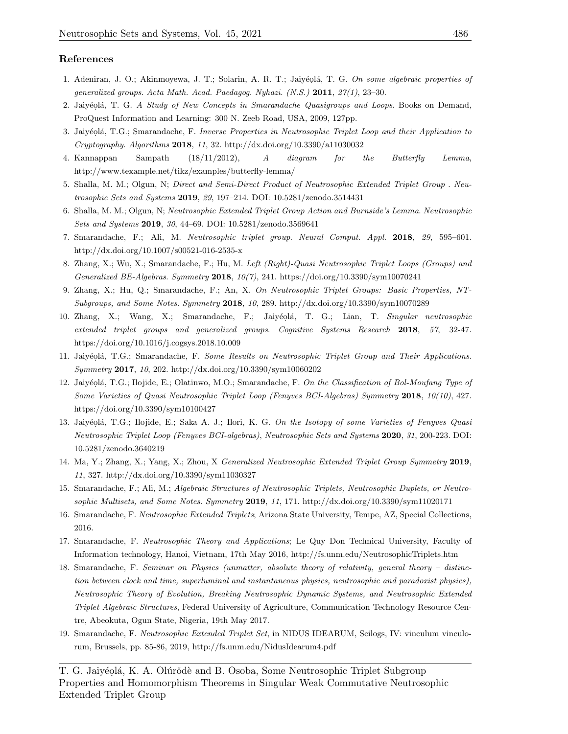## References

1. Adeniran, J. O.; Akinmoyewa, J. T.; Solarin, A. R. T.; Jaiyéọlá, T. G. *On some algebraic properties of generalized groups. Acta Math. Acad. Paedagog. Nyhazi. (N.S.)* **2011**, *27(1)*, 23–30.
2. Jaiyéọlá, T. G. *A Study of New Concepts in Smarandache Quasigroups and Loops*. Books on Demand, ProQuest Information and Learning: 300 N. Zeeb Road, USA, 2009, 127pp.
3. Jaiyéọlá, T.G.; Smarandache, F. *Inverse Properties in Neutrosophic Triplet Loop and their Application to Cryptography. Algorithms* **2018**, *11*, 32. http://dx.doi.org/10.3390/a11030032
4. Kannappan Sampath (18/11/2012), *A diagram for the Butterfly Lemma*, http://www.texample.net/tikz/examples/butterfly-lemma/
5. Shalla, M. M.; Olgun, N; *Direct and Semi-Direct Product of Neutrosophic Extended Triplet Group . Neutrosophic Sets and Systems* **2019**, *29*, 197–214. DOI: 10.5281/zenodo.3514431
6. Shalla, M. M.; Olgun, N; *Neutrosophic Extended Triplet Group Action and Burnside's Lemma*. *Neutrosophic Sets and Systems* **2019**, *30*, 44–69. DOI: 10.5281/zenodo.3569641
7. Smarandache, F.; Ali, M. *Neutrosophic triplet group. Neural Comput. Appl.* **2018**, *29*, 595–601. http://dx.doi.org/10.1007/s00521-016-2535-x
8. Zhang, X.; Wu, X.; Smarandache, F.; Hu, M. *Left (Right)-Quasi Neutrosophic Triplet Loops (Groups) and Generalized BE-Algebras. Symmetry* **2018**, *10(7)*, 241. https://doi.org/10.3390/sym10070241
9. Zhang, X.; Hu, Q.; Smarandache, F.; An, X. *On Neutrosophic Triplet Groups: Basic Properties, NT-Subgroups, and Some Notes. Symmetry* **2018**, *10*, 289. http://dx.doi.org/10.3390/sym10070289
10. Zhang, X.; Wang, X.; Smarandache, F.; Jaiyéọlá, T. G.; Lian, T. *Singular neutrosophic extended triplet groups and generalized groups. Cognitive Systems Research* **2018**, *57*, 32-47. https://doi.org/10.1016/j.cogsys.2018.10.009
11. Jaiyéọlá, T.G.; Smarandache, F. *Some Results on Neutrosophic Triplet Group and Their Applications. Symmetry* **2017**, *10*, 202. http://dx.doi.org/10.3390/sym10060202
12. Jaiyéọlá, T.G.; Ilojide, E.; Olatinwo, M.O.; Smarandache, F. *On the Classification of Bol-Moufang Type of Some Varieties of Quasi Neutrosophic Triplet Loop (Fenyves BCI-Algebras) Symmetry* **2018**, *10(10)*, 427. https://doi.org/10.3390/sym10100427
13. Jaiyéọlá, T.G.; Ilojide, E.; Saka A. J.; Ilori, K. G. *On the Isotopy of some Varieties of Fenyves Quasi Neutrosophic Triplet Loop (Fenyves BCI-algebras), Neutrosophic Sets and Systems* **2020**, *31*, 200-223. DOI: 10.5281/zenodo.3640219
14. Ma, Y.; Zhang, X.; Yang, X.; Zhou, X *Generalized Neutrosophic Extended Triplet Group Symmetry* **2019**, *11*, 327. http://dx.doi.org/10.3390/sym11030327
15. Smarandache, F.; Ali, M.; *Algebraic Structures of Neutrosophic Triplets, Neutrosophic Duplets, or Neutrosophic Multisets, and Some Notes. Symmetry* **2019**, *11*, 171. http://dx.doi.org/10.3390/sym11020171
16. Smarandache, F. *Neutrosophic Extended Triplets*; Arizona State University, Tempe, AZ, Special Collections, 2016.
17. Smarandache, F. *Neutrosophic Theory and Applications*; Le Quy Don Technical University, Faculty of Information technology, Hanoi, Vietnam, 17th May 2016, http://fs.unm.edu/NeutrosophicTriplets.htm
18. Smarandache, F. *Seminar on Physics (unmatter, absolute theory of relativity, general theory – distinction between clock and time, superluminal and instantaneous physics, neutrosophic and paradoxist physics), Neutrosophic Theory of Evolution, Breaking Neutrosophic Dynamic Systems, and Neutrosophic Extended Triplet Algebraic Structures*, Federal University of Agriculture, Communication Technology Resource Centre, Abeokuta, Ogun State, Nigeria, 19th May 2017.
19. Smarandache, F. *Neutrosophic Extended Triplet Set*, in NIDUS IDEARUM, Scilogs, IV: vinculum vinculorum, Brussels, pp. 85-86, 2019, http://fs.unm.edu/NidusIdearum4.pdf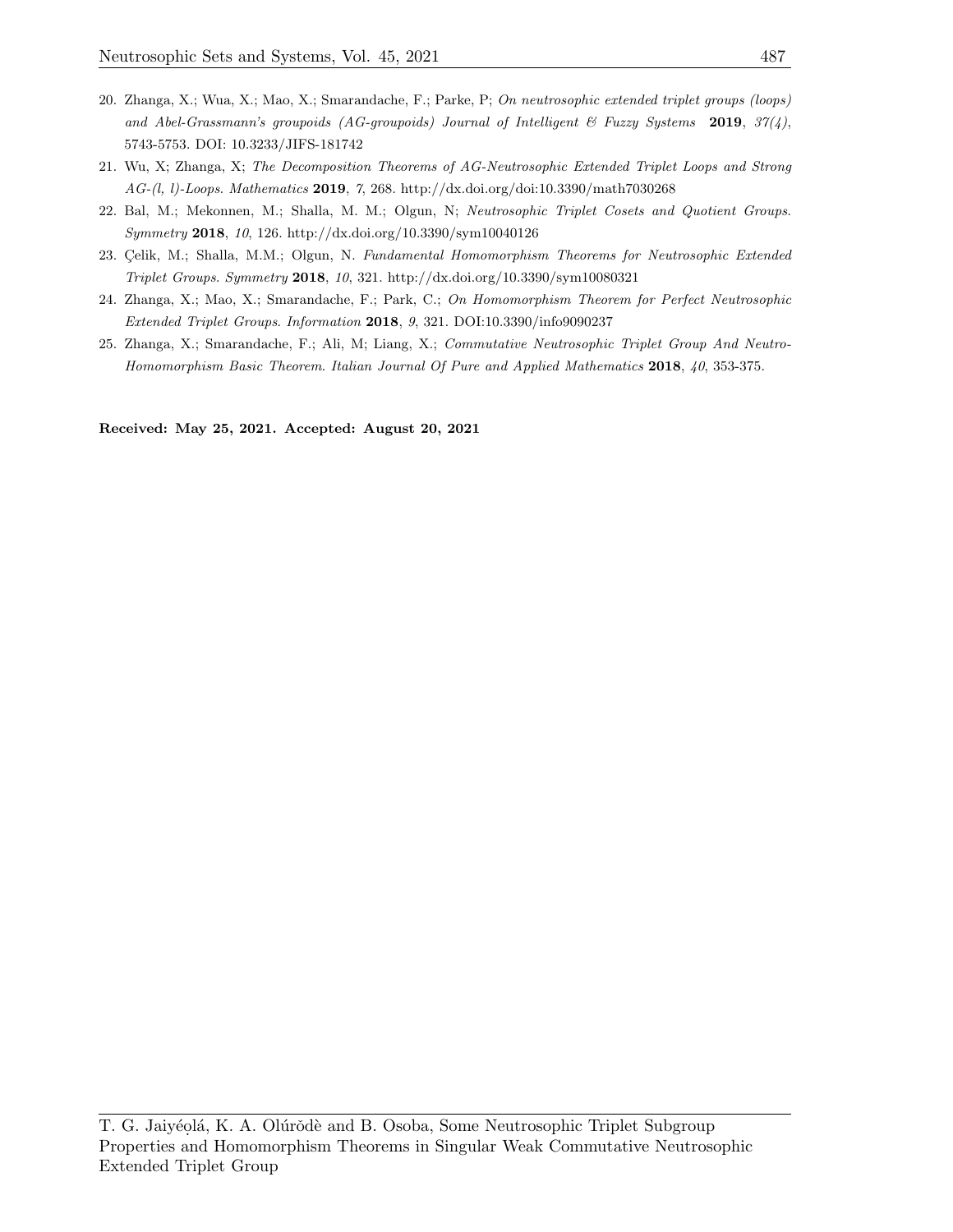20. Zhanga, X.; Wua, X.; Mao, X.; Smarandache, F.; Parke, P; *On neutrosophic extended triplet groups (loops) and Abel-Grassmann's groupoids (AG-groupoids) Journal of Intelligent & Fuzzy Systems* **2019**, *37(4)*, 5743-5753. DOI: 10.3233/JIFS-181742

21. Wu, X; Zhanga, X; *The Decomposition Theorems of AG-Neutrosophic Extended Triplet Loops and Strong AG-(l, l)-Loops. Mathematics* **2019**, *7*, 268. http://dx.doi.org/doi:10.3390/math7030268

22. Bal, M.; Mekonnen, M.; Shalla, M. M.; Olgun, N; *Neutrosophic Triplet Cosets and Quotient Groups. Symmetry* **2018**, *10*, 126. http://dx.doi.org/10.3390/sym10040126

23. Çelik, M.; Shalla, M.M.; Olgun, N. *Fundamental Homomorphism Theorems for Neutrosophic Extended Triplet Groups. Symmetry* **2018**, *10*, 321. http://dx.doi.org/10.3390/sym10080321

24. Zhanga, X.; Mao, X.; Smarandache, F.; Park, C.; *On Homomorphism Theorem for Perfect Neutrosophic Extended Triplet Groups. Information* **2018**, *9*, 321. DOI:10.3390/info9090237

25. Zhanga, X.; Smarandache, F.; Ali, M; Liang, X.; *Commutative Neutrosophic Triplet Group And Neutro-Homomorphism Basic Theorem. Italian Journal Of Pure and Applied Mathematics* **2018**, *40*, 353-375.

**Received: May 25, 2021. Accepted: August 20, 2021**